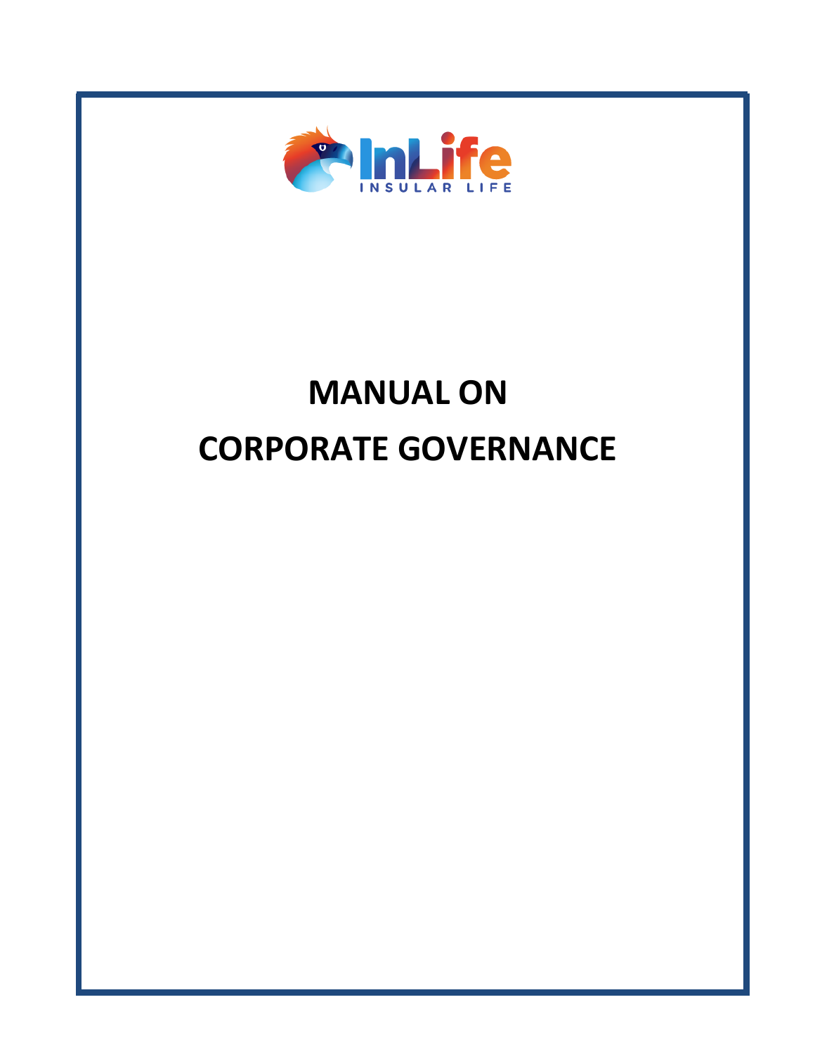InLife

INSULAR LIFE

# MANUAL ON CORPORATE GOVERNANCE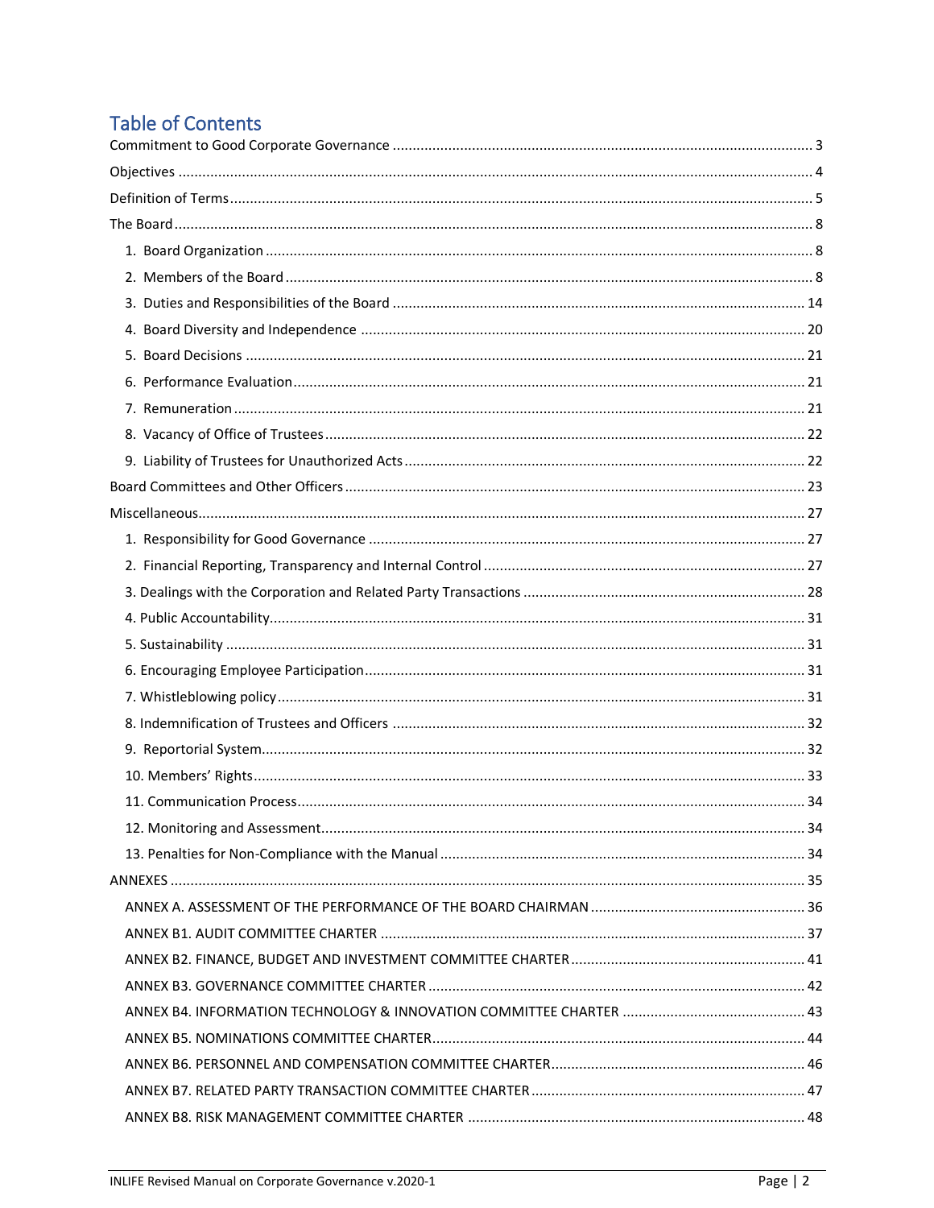# Table of Contents

Commitment to Good Corporate Governance ........................................................................................................ 3

Objectives ............................................................................................................................................................ 4

Definition of Terms ............................................................................................................................................... 5

The Board ............................................................................................................................................................. 8

1. Board Organization ........................................................................................................................................ 8
2. Members of the Board .................................................................................................................................... 8
3. Duties and Responsibilities of the Board ...................................................................................................... 14
4. Board Diversity and Independence .............................................................................................................. 20
5. Board Decisions ........................................................................................................................................... 21
6. Performance Evaluation ............................................................................................................................... 21
7. Remuneration .............................................................................................................................................. 21
8. Vacancy of Office of Trustees ........................................................................................................................ 22
9. Liability of Trustees for Unauthorized Acts .................................................................................................... 22

Board Committees and Other Officers .................................................................................................................. 23

Miscellaneous ...................................................................................................................................................... 27

1. Responsibility for Good Governance ............................................................................................................ 27
2. Financial Reporting, Transparency and Internal Control ................................................................................ 27
3. Dealings with the Corporation and Related Party Transactions ...................................................................... 28
4. Public Accountability ..................................................................................................................................... 31
5. Sustainability ................................................................................................................................................ 31
6. Encouraging Employee Participation ............................................................................................................. 31
7. Whistleblowing policy ................................................................................................................................... 31
8. Indemnification of Trustees and Officers ...................................................................................................... 32
9. Reportorial System ........................................................................................................................................ 32
10. Members' Rights ......................................................................................................................................... 33
11. Communication Process .............................................................................................................................. 34
12. Monitoring and Assessment ......................................................................................................................... 34
13. Penalties for Non-Compliance with the Manual ........................................................................................... 34

ANNEXES ............................................................................................................................................................. 35

ANNEX A. ASSESSMENT OF THE PERFORMANCE OF THE BOARD CHAIRMAN ...................................................... 36

ANNEX B1. AUDIT COMMITTEE CHARTER ......................................................................................................... 37

ANNEX B2. FINANCE, BUDGET AND INVESTMENT COMMITTEE CHARTER .......................................................... 41

ANNEX B3. GOVERNANCE COMMITTEE CHARTER .............................................................................................. 42

ANNEX B4. INFORMATION TECHNOLOGY & INNOVATION COMMITTEE CHARTER ............................................. 43

ANNEX B5. NOMINATIONS COMMITTEE CHARTER ............................................................................................. 44

ANNEX B6. PERSONNEL AND COMPENSATION COMMITTEE CHARTER ................................................................ 46

ANNEX B7. RELATED PARTY TRANSACTION COMMITTEE CHARTER .................................................................... 47

ANNEX B8. RISK MANAGEMENT COMMITTEE CHARTER .................................................................................... 48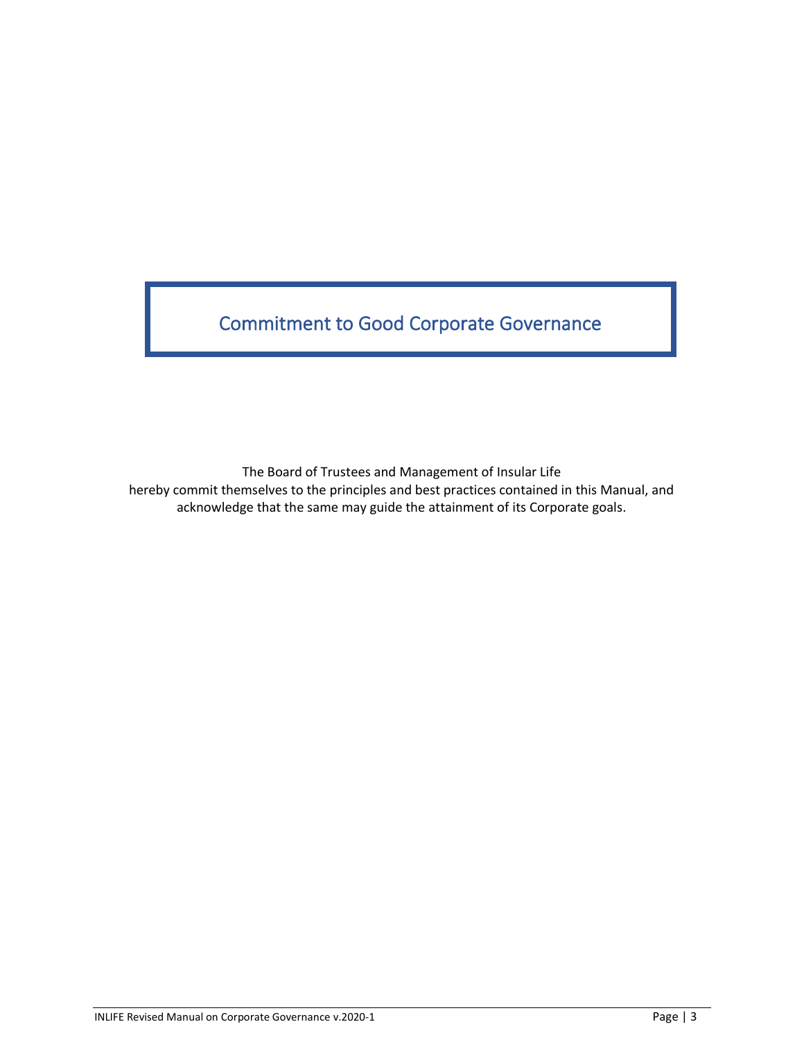# Commitment to Good Corporate Governance

The Board of Trustees and Management of Insular Life hereby commit themselves to the principles and best practices contained in this Manual, and acknowledge that the same may guide the attainment of its Corporate goals.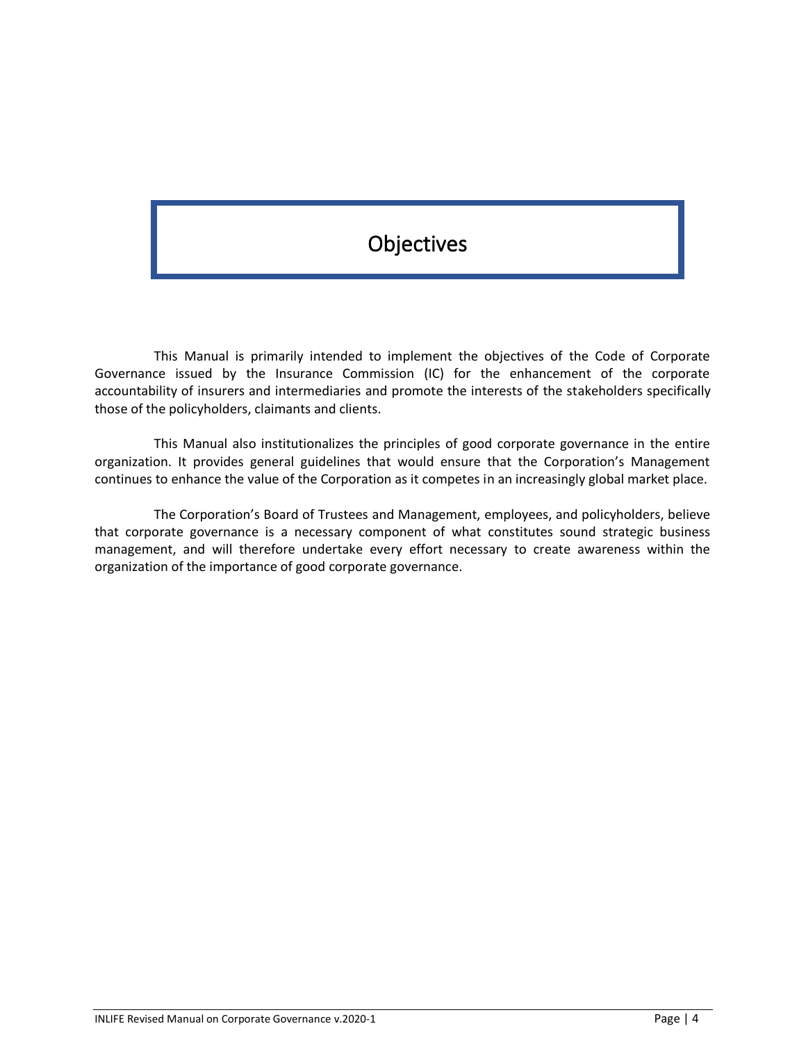# Objectives

This Manual is primarily intended to implement the objectives of the Code of Corporate Governance issued by the Insurance Commission (IC) for the enhancement of the corporate accountability of insurers and intermediaries and promote the interests of the stakeholders specifically those of the policyholders, claimants and clients.

This Manual also institutionalizes the principles of good corporate governance in the entire organization. It provides general guidelines that would ensure that the Corporation's Management continues to enhance the value of the Corporation as it competes in an increasingly global market place.

The Corporation's Board of Trustees and Management, employees, and policyholders, believe that corporate governance is a necessary component of what constitutes sound strategic business management, and will therefore undertake every effort necessary to create awareness within the organization of the importance of good corporate governance.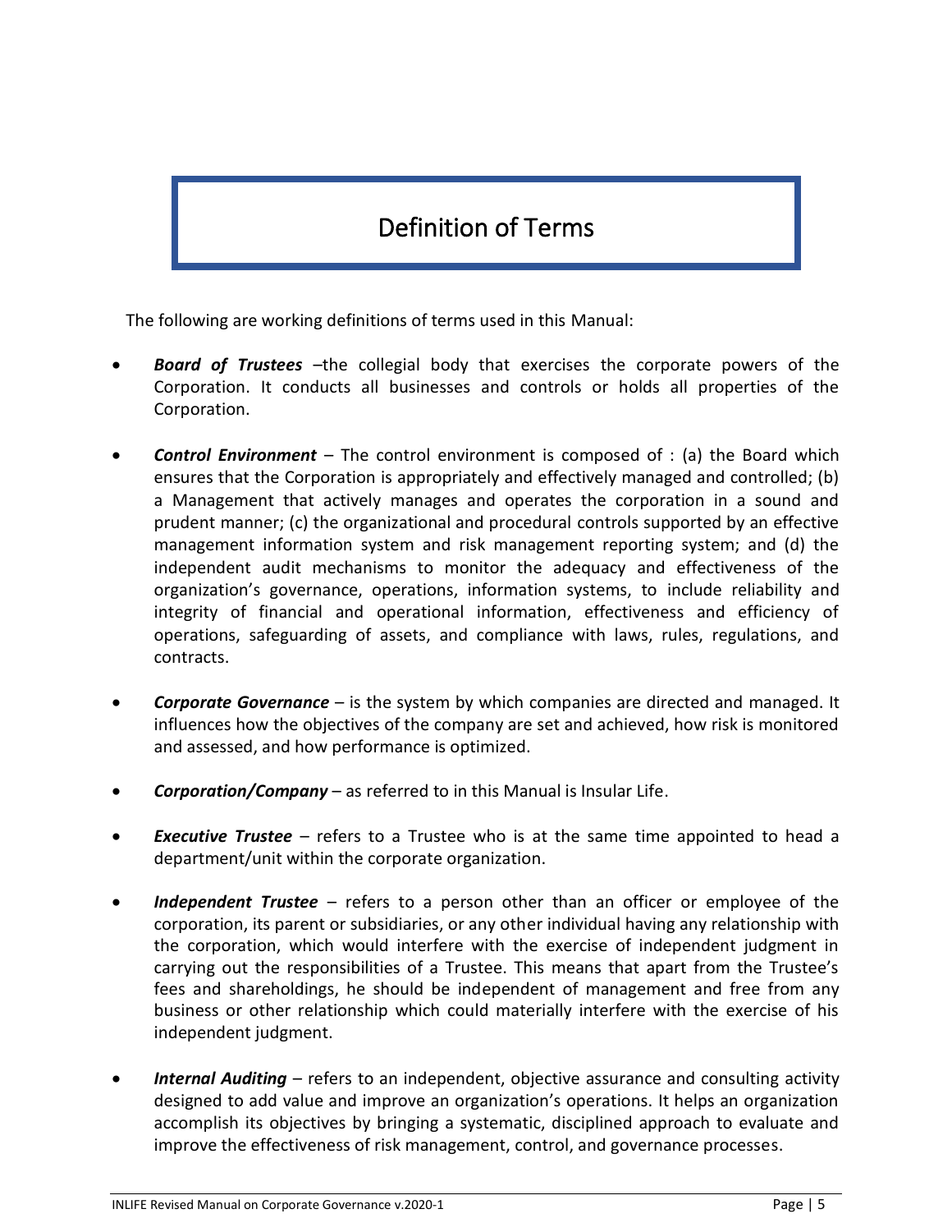# Definition of Terms

The following are working definitions of terms used in this Manual:

- ***Board of Trustees*** –the collegial body that exercises the corporate powers of the Corporation. It conducts all businesses and controls or holds all properties of the Corporation.

- ***Control Environment*** – The control environment is composed of : (a) the Board which ensures that the Corporation is appropriately and effectively managed and controlled; (b) a Management that actively manages and operates the corporation in a sound and prudent manner; (c) the organizational and procedural controls supported by an effective management information system and risk management reporting system; and (d) the independent audit mechanisms to monitor the adequacy and effectiveness of the organization's governance, operations, information systems, to include reliability and integrity of financial and operational information, effectiveness and efficiency of operations, safeguarding of assets, and compliance with laws, rules, regulations, and contracts.

- ***Corporate Governance*** – is the system by which companies are directed and managed. It influences how the objectives of the company are set and achieved, how risk is monitored and assessed, and how performance is optimized.

- ***Corporation/Company*** – as referred to in this Manual is Insular Life.

- ***Executive Trustee*** – refers to a Trustee who is at the same time appointed to head a department/unit within the corporate organization.

- ***Independent Trustee*** – refers to a person other than an officer or employee of the corporation, its parent or subsidiaries, or any other individual having any relationship with the corporation, which would interfere with the exercise of independent judgment in carrying out the responsibilities of a Trustee. This means that apart from the Trustee's fees and shareholdings, he should be independent of management and free from any business or other relationship which could materially interfere with the exercise of his independent judgment.

- ***Internal Auditing*** – refers to an independent, objective assurance and consulting activity designed to add value and improve an organization's operations. It helps an organization accomplish its objectives by bringing a systematic, disciplined approach to evaluate and improve the effectiveness of risk management, control, and governance processes.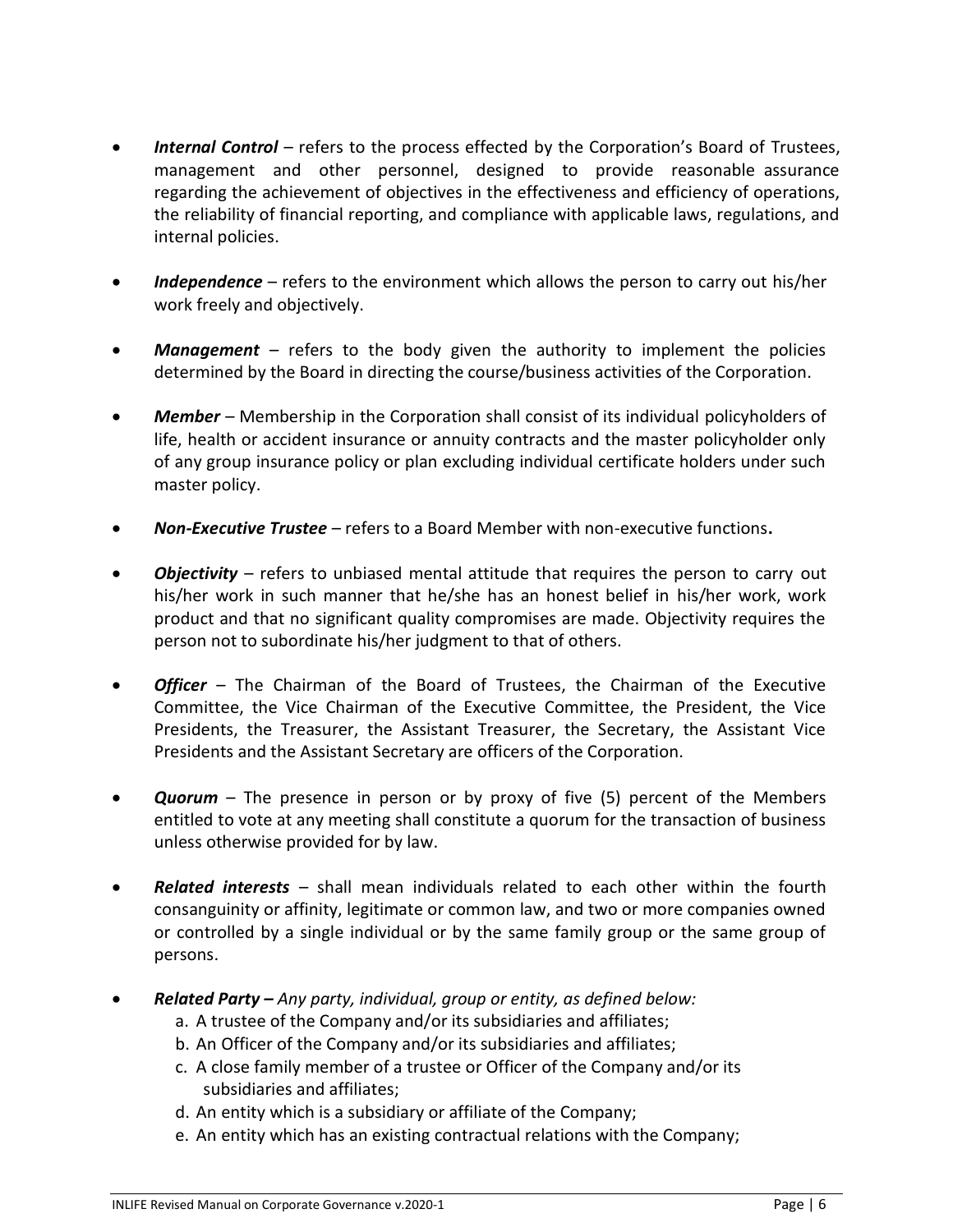- ***Internal Control*** – refers to the process effected by the Corporation's Board of Trustees, management and other personnel, designed to provide reasonable assurance regarding the achievement of objectives in the effectiveness and efficiency of operations, the reliability of financial reporting, and compliance with applicable laws, regulations, and internal policies.

- ***Independence*** – refers to the environment which allows the person to carry out his/her work freely and objectively.

- ***Management*** – refers to the body given the authority to implement the policies determined by the Board in directing the course/business activities of the Corporation.

- ***Member*** – Membership in the Corporation shall consist of its individual policyholders of life, health or accident insurance or annuity contracts and the master policyholder only of any group insurance policy or plan excluding individual certificate holders under such master policy.

- ***Non-Executive Trustee*** – refers to a Board Member with non-executive functions**.**

- ***Objectivity*** – refers to unbiased mental attitude that requires the person to carry out his/her work in such manner that he/she has an honest belief in his/her work, work product and that no significant quality compromises are made. Objectivity requires the person not to subordinate his/her judgment to that of others.

- ***Officer*** – The Chairman of the Board of Trustees, the Chairman of the Executive Committee, the Vice Chairman of the Executive Committee, the President, the Vice Presidents, the Treasurer, the Assistant Treasurer, the Secretary, the Assistant Vice Presidents and the Assistant Secretary are officers of the Corporation.

- ***Quorum*** – The presence in person or by proxy of five (5) percent of the Members entitled to vote at any meeting shall constitute a quorum for the transaction of business unless otherwise provided for by law.

- ***Related interests*** – shall mean individuals related to each other within the fourth consanguinity or affinity, legitimate or common law, and two or more companies owned or controlled by a single individual or by the same family group or the same group of persons.

- ***Related Party –*** *Any party, individual, group or entity, as defined below:*
    a. A trustee of the Company and/or its subsidiaries and affiliates;
    b. An Officer of the Company and/or its subsidiaries and affiliates;
    c. A close family member of a trustee or Officer of the Company and/or its subsidiaries and affiliates;
    d. An entity which is a subsidiary or affiliate of the Company;
    e. An entity which has an existing contractual relations with the Company;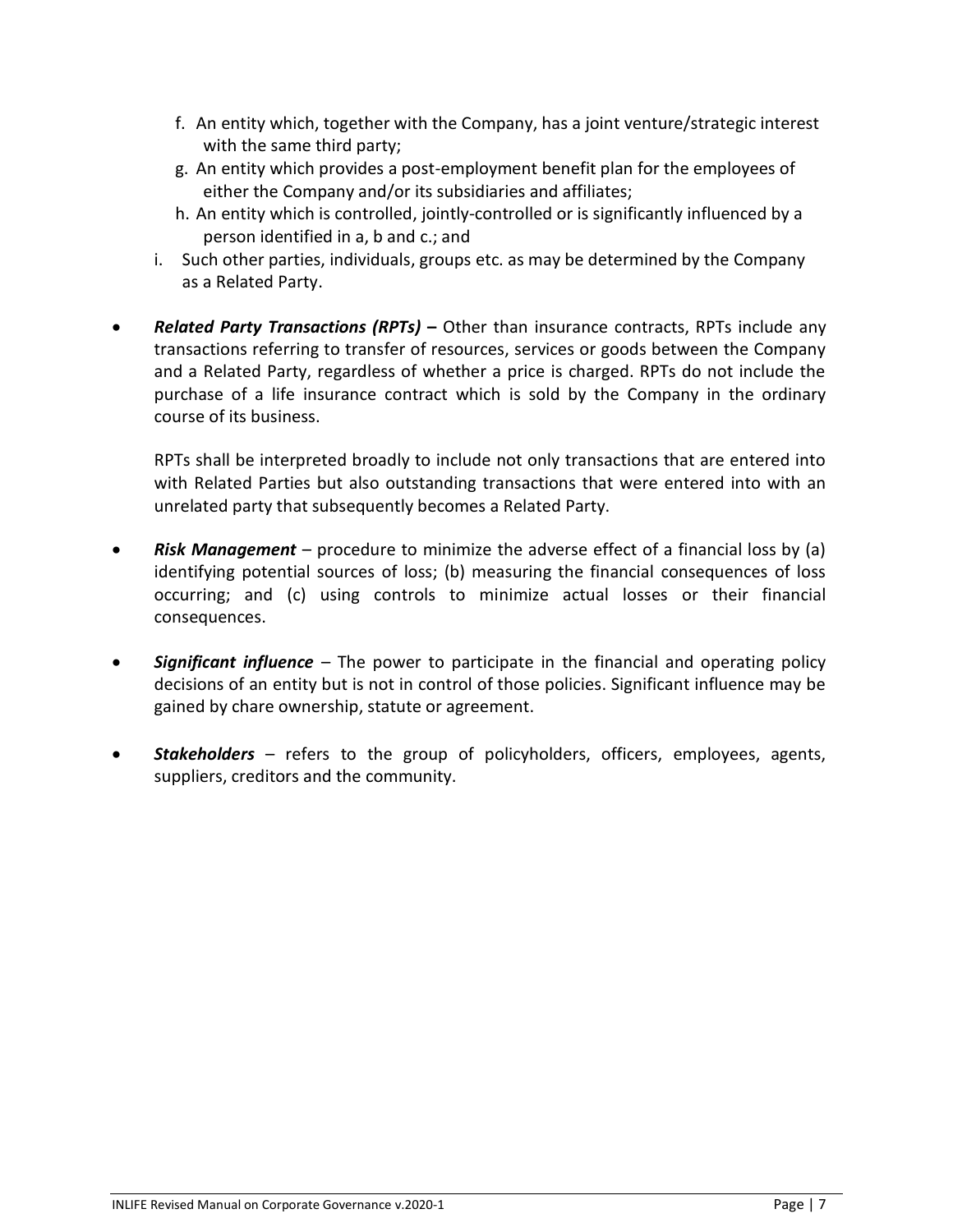f. An entity which, together with the Company, has a joint venture/strategic interest with the same third party;

g. An entity which provides a post-employment benefit plan for the employees of either the Company and/or its subsidiaries and affiliates;

h. An entity which is controlled, jointly-controlled or is significantly influenced by a person identified in a, b and c.; and

i. Such other parties, individuals, groups etc. as may be determined by the Company as a Related Party.

- ***Related Party Transactions (RPTs)* –** Other than insurance contracts, RPTs include any transactions referring to transfer of resources, services or goods between the Company and a Related Party, regardless of whether a price is charged. RPTs do not include the purchase of a life insurance contract which is sold by the Company in the ordinary course of its business.

  RPTs shall be interpreted broadly to include not only transactions that are entered into with Related Parties but also outstanding transactions that were entered into with an unrelated party that subsequently becomes a Related Party.

- ***Risk Management*** – procedure to minimize the adverse effect of a financial loss by (a) identifying potential sources of loss; (b) measuring the financial consequences of loss occurring; and (c) using controls to minimize actual losses or their financial consequences.

- ***Significant influence*** – The power to participate in the financial and operating policy decisions of an entity but is not in control of those policies. Significant influence may be gained by chare ownership, statute or agreement.

- ***Stakeholders*** – refers to the group of policyholders, officers, employees, agents, suppliers, creditors and the community.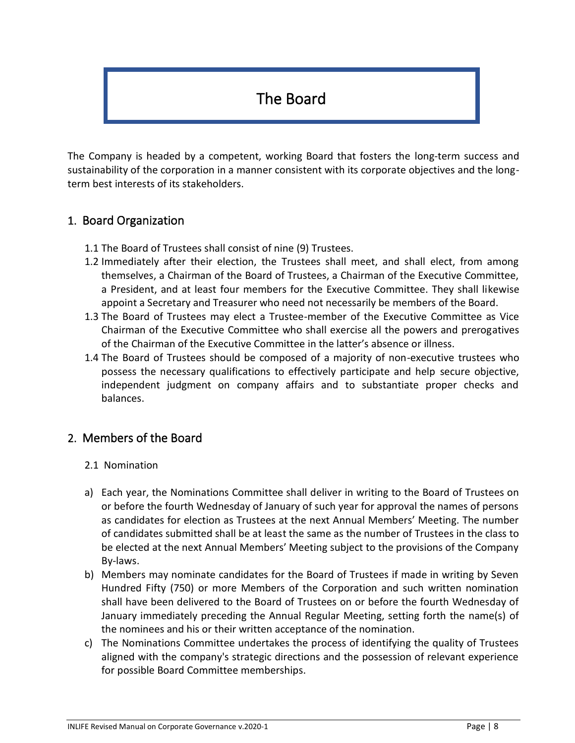# The Board

The Company is headed by a competent, working Board that fosters the long-term success and sustainability of the corporation in a manner consistent with its corporate objectives and the long-term best interests of its stakeholders.

## 1. Board Organization

1.1 The Board of Trustees shall consist of nine (9) Trustees.

1.2 Immediately after their election, the Trustees shall meet, and shall elect, from among themselves, a Chairman of the Board of Trustees, a Chairman of the Executive Committee, a President, and at least four members for the Executive Committee. They shall likewise appoint a Secretary and Treasurer who need not necessarily be members of the Board.

1.3 The Board of Trustees may elect a Trustee-member of the Executive Committee as Vice Chairman of the Executive Committee who shall exercise all the powers and prerogatives of the Chairman of the Executive Committee in the latter's absence or illness.

1.4 The Board of Trustees should be composed of a majority of non-executive trustees who possess the necessary qualifications to effectively participate and help secure objective, independent judgment on company affairs and to substantiate proper checks and balances.

## 2. Members of the Board

### 2.1 Nomination

a) Each year, the Nominations Committee shall deliver in writing to the Board of Trustees on or before the fourth Wednesday of January of such year for approval the names of persons as candidates for election as Trustees at the next Annual Members' Meeting. The number of candidates submitted shall be at least the same as the number of Trustees in the class to be elected at the next Annual Members' Meeting subject to the provisions of the Company By-laws.

b) Members may nominate candidates for the Board of Trustees if made in writing by Seven Hundred Fifty (750) or more Members of the Corporation and such written nomination shall have been delivered to the Board of Trustees on or before the fourth Wednesday of January immediately preceding the Annual Regular Meeting, setting forth the name(s) of the nominees and his or their written acceptance of the nomination.

c) The Nominations Committee undertakes the process of identifying the quality of Trustees aligned with the company's strategic directions and the possession of relevant experience for possible Board Committee memberships.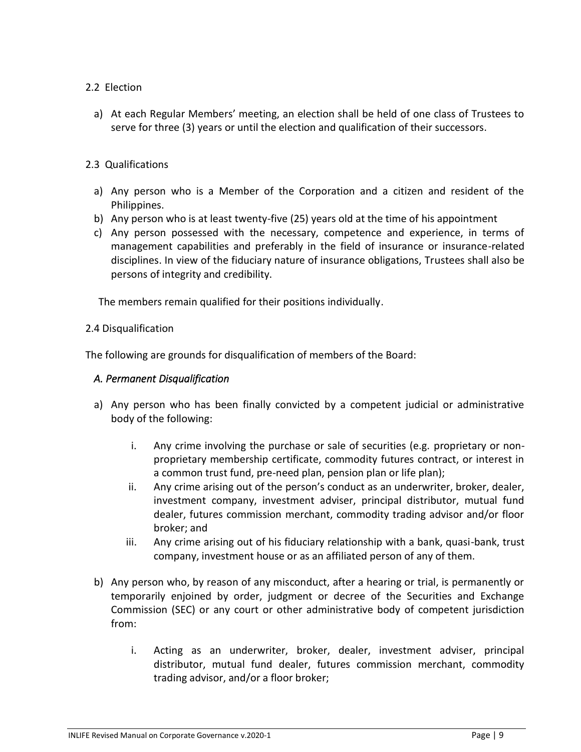### 2.2 Election

a) At each Regular Members' meeting, an election shall be held of one class of Trustees to serve for three (3) years or until the election and qualification of their successors.

### 2.3 Qualifications

a) Any person who is a Member of the Corporation and a citizen and resident of the Philippines.
b) Any person who is at least twenty-five (25) years old at the time of his appointment
c) Any person possessed with the necessary, competence and experience, in terms of management capabilities and preferably in the field of insurance or insurance-related disciplines. In view of the fiduciary nature of insurance obligations, Trustees shall also be persons of integrity and credibility.

The members remain qualified for their positions individually.

### 2.4 Disqualification

The following are grounds for disqualification of members of the Board:

*A. Permanent Disqualification*

a) Any person who has been finally convicted by a competent judicial or administrative body of the following:
   i. Any crime involving the purchase or sale of securities (e.g. proprietary or non-proprietary membership certificate, commodity futures contract, or interest in a common trust fund, pre-need plan, pension plan or life plan);
   ii. Any crime arising out of the person's conduct as an underwriter, broker, dealer, investment company, investment adviser, principal distributor, mutual fund dealer, futures commission merchant, commodity trading advisor and/or floor broker; and
   iii. Any crime arising out of his fiduciary relationship with a bank, quasi-bank, trust company, investment house or as an affiliated person of any of them.

b) Any person who, by reason of any misconduct, after a hearing or trial, is permanently or temporarily enjoined by order, judgment or decree of the Securities and Exchange Commission (SEC) or any court or other administrative body of competent jurisdiction from:
   i. Acting as an underwriter, broker, dealer, investment adviser, principal distributor, mutual fund dealer, futures commission merchant, commodity trading advisor, and/or a floor broker;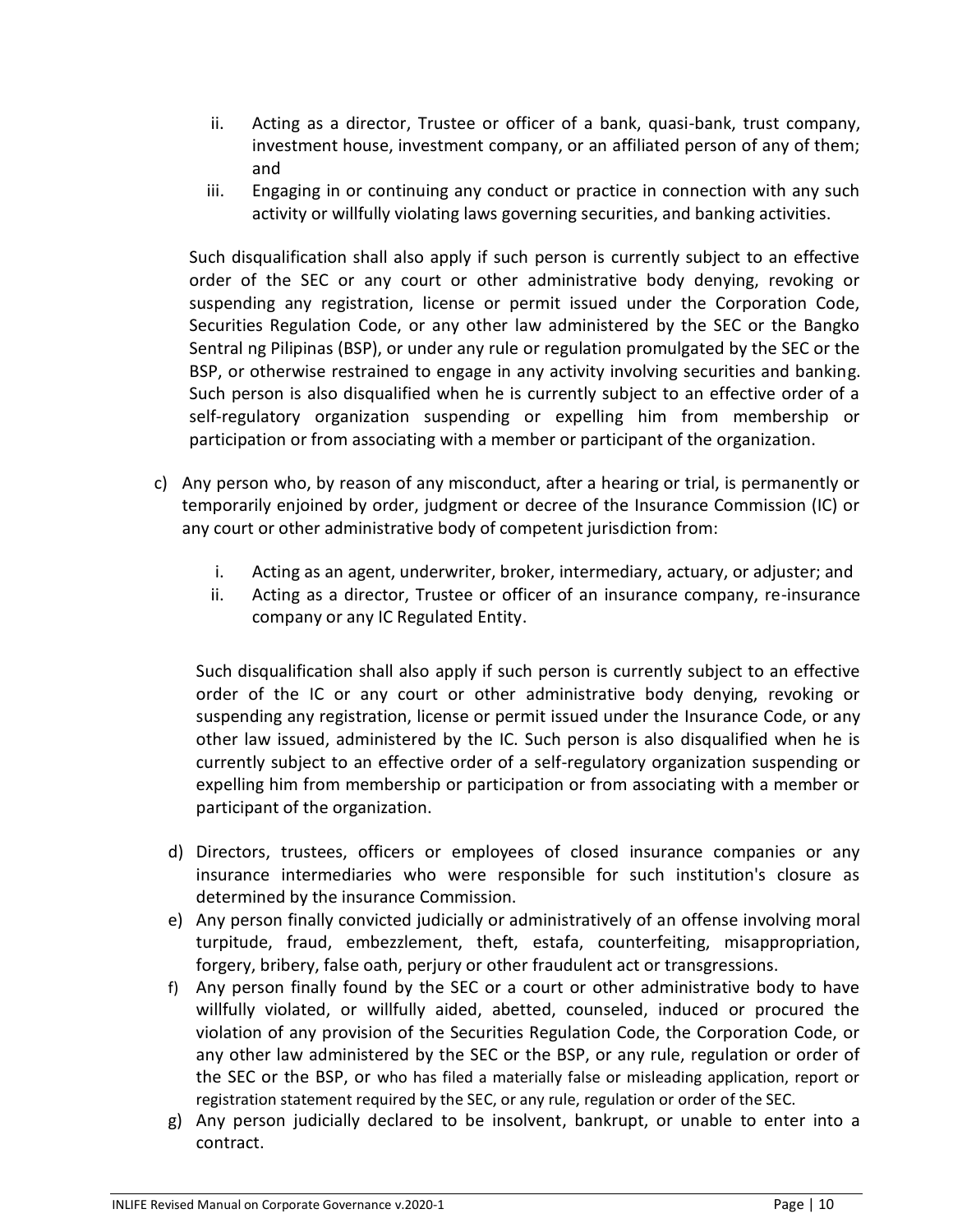ii. Acting as a director, Trustee or officer of a bank, quasi-bank, trust company, investment house, investment company, or an affiliated person of any of them; and
iii. Engaging in or continuing any conduct or practice in connection with any such activity or willfully violating laws governing securities, and banking activities.

Such disqualification shall also apply if such person is currently subject to an effective order of the SEC or any court or other administrative body denying, revoking or suspending any registration, license or permit issued under the Corporation Code, Securities Regulation Code, or any other law administered by the SEC or the Bangko Sentral ng Pilipinas (BSP), or under any rule or regulation promulgated by the SEC or the BSP, or otherwise restrained to engage in any activity involving securities and banking. Such person is also disqualified when he is currently subject to an effective order of a self-regulatory organization suspending or expelling him from membership or participation or from associating with a member or participant of the organization.

c) Any person who, by reason of any misconduct, after a hearing or trial, is permanently or temporarily enjoined by order, judgment or decree of the Insurance Commission (IC) or any court or other administrative body of competent jurisdiction from:

i. Acting as an agent, underwriter, broker, intermediary, actuary, or adjuster; and
ii. Acting as a director, Trustee or officer of an insurance company, re-insurance company or any IC Regulated Entity.

Such disqualification shall also apply if such person is currently subject to an effective order of the IC or any court or other administrative body denying, revoking or suspending any registration, license or permit issued under the Insurance Code, or any other law issued, administered by the IC. Such person is also disqualified when he is currently subject to an effective order of a self-regulatory organization suspending or expelling him from membership or participation or from associating with a member or participant of the organization.

d) Directors, trustees, officers or employees of closed insurance companies or any insurance intermediaries who were responsible for such institution's closure as determined by the insurance Commission.
e) Any person finally convicted judicially or administratively of an offense involving moral turpitude, fraud, embezzlement, theft, estafa, counterfeiting, misappropriation, forgery, bribery, false oath, perjury or other fraudulent act or transgressions.
f) Any person finally found by the SEC or a court or other administrative body to have willfully violated, or willfully aided, abetted, counseled, induced or procured the violation of any provision of the Securities Regulation Code, the Corporation Code, or any other law administered by the SEC or the BSP, or any rule, regulation or order of the SEC or the BSP, or who has filed a materially false or misleading application, report or registration statement required by the SEC, or any rule, regulation or order of the SEC.
g) Any person judicially declared to be insolvent, bankrupt, or unable to enter into a contract.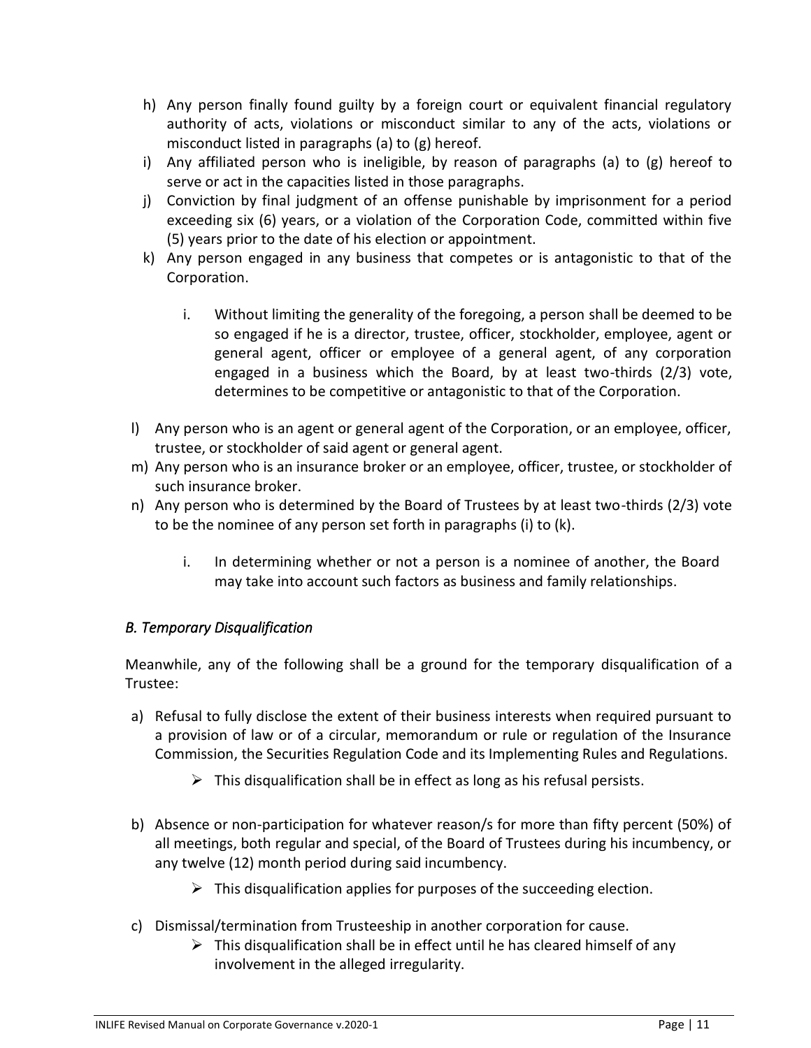h) Any person finally found guilty by a foreign court or equivalent financial regulatory authority of acts, violations or misconduct similar to any of the acts, violations or misconduct listed in paragraphs (a) to (g) hereof.

i) Any affiliated person who is ineligible, by reason of paragraphs (a) to (g) hereof to serve or act in the capacities listed in those paragraphs.

j) Conviction by final judgment of an offense punishable by imprisonment for a period exceeding six (6) years, or a violation of the Corporation Code, committed within five (5) years prior to the date of his election or appointment.

k) Any person engaged in any business that competes or is antagonistic to that of the Corporation.

   i. Without limiting the generality of the foregoing, a person shall be deemed to be so engaged if he is a director, trustee, officer, stockholder, employee, agent or general agent, officer or employee of a general agent, of any corporation engaged in a business which the Board, by at least two-thirds (2/3) vote, determines to be competitive or antagonistic to that of the Corporation.

l) Any person who is an agent or general agent of the Corporation, or an employee, officer, trustee, or stockholder of said agent or general agent.

m) Any person who is an insurance broker or an employee, officer, trustee, or stockholder of such insurance broker.

n) Any person who is determined by the Board of Trustees by at least two-thirds (2/3) vote to be the nominee of any person set forth in paragraphs (i) to (k).

   i. In determining whether or not a person is a nominee of another, the Board may take into account such factors as business and family relationships.

### *B. Temporary Disqualification*

Meanwhile, any of the following shall be a ground for the temporary disqualification of a Trustee:

a) Refusal to fully disclose the extent of their business interests when required pursuant to a provision of law or of a circular, memorandum or rule or regulation of the Insurance Commission, the Securities Regulation Code and its Implementing Rules and Regulations.

   - This disqualification shall be in effect as long as his refusal persists.

b) Absence or non-participation for whatever reason/s for more than fifty percent (50%) of all meetings, both regular and special, of the Board of Trustees during his incumbency, or any twelve (12) month period during said incumbency.

   - This disqualification applies for purposes of the succeeding election.

c) Dismissal/termination from Trusteeship in another corporation for cause.

   - This disqualification shall be in effect until he has cleared himself of any involvement in the alleged irregularity.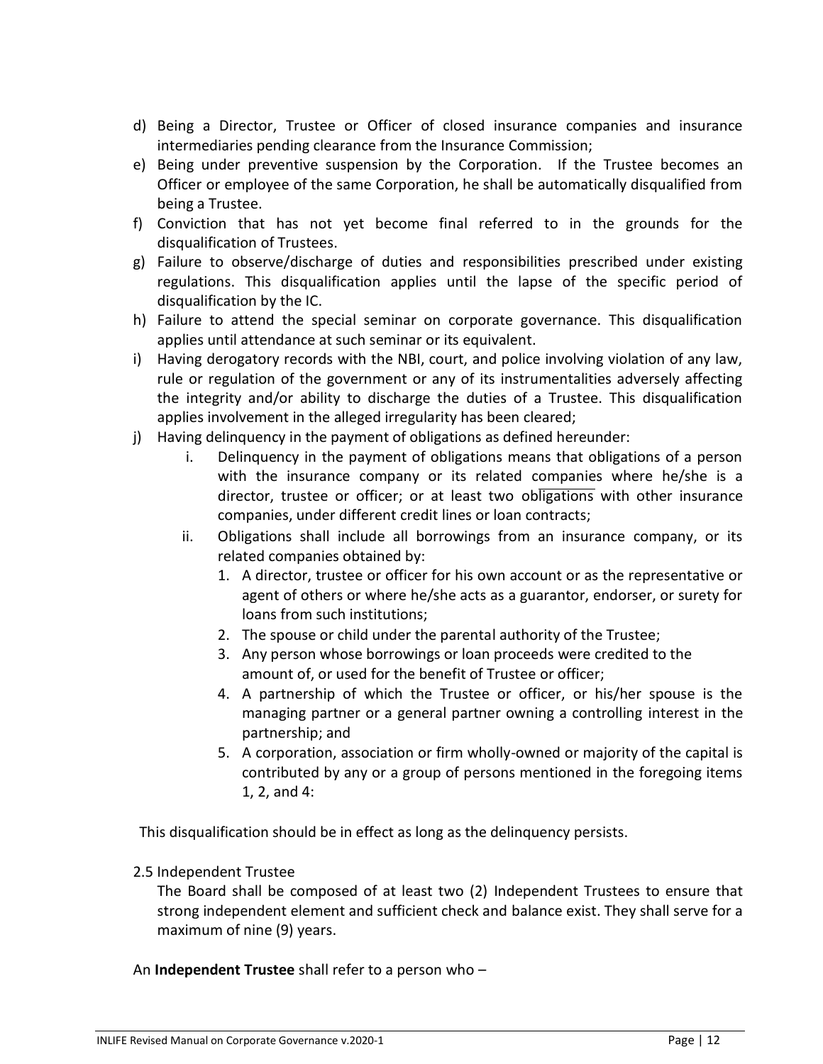d) Being a Director, Trustee or Officer of closed insurance companies and insurance intermediaries pending clearance from the Insurance Commission;
e) Being under preventive suspension by the Corporation. If the Trustee becomes an Officer or employee of the same Corporation, he shall be automatically disqualified from being a Trustee.
f) Conviction that has not yet become final referred to in the grounds for the disqualification of Trustees.
g) Failure to observe/discharge of duties and responsibilities prescribed under existing regulations. This disqualification applies until the lapse of the specific period of disqualification by the IC.
h) Failure to attend the special seminar on corporate governance. This disqualification applies until attendance at such seminar or its equivalent.
i) Having derogatory records with the NBI, court, and police involving violation of any law, rule or regulation of the government or any of its instrumentalities adversely affecting the integrity and/or ability to discharge the duties of a Trustee. This disqualification applies involvement in the alleged irregularity has been cleared;
j) Having delinquency in the payment of obligations as defined hereunder:
   i. Delinquency in the payment of obligations means that obligations of a person with the insurance company or its related companies where he/she is a director, trustee or officer; or at least two obligations with other insurance companies, under different credit lines or loan contracts;
   ii. Obligations shall include all borrowings from an insurance company, or its related companies obtained by:
      1. A director, trustee or officer for his own account or as the representative or agent of others or where he/she acts as a guarantor, endorser, or surety for loans from such institutions;
      2. The spouse or child under the parental authority of the Trustee;
      3. Any person whose borrowings or loan proceeds were credited to the amount of, or used for the benefit of Trustee or officer;
      4. A partnership of which the Trustee or officer, or his/her spouse is the managing partner or a general partner owning a controlling interest in the partnership; and
      5. A corporation, association or firm wholly-owned or majority of the capital is contributed by any or a group of persons mentioned in the foregoing items 1, 2, and 4:

This disqualification should be in effect as long as the delinquency persists.

2.5 Independent Trustee

The Board shall be composed of at least two (2) Independent Trustees to ensure that strong independent element and sufficient check and balance exist. They shall serve for a maximum of nine (9) years.

An **Independent Trustee** shall refer to a person who –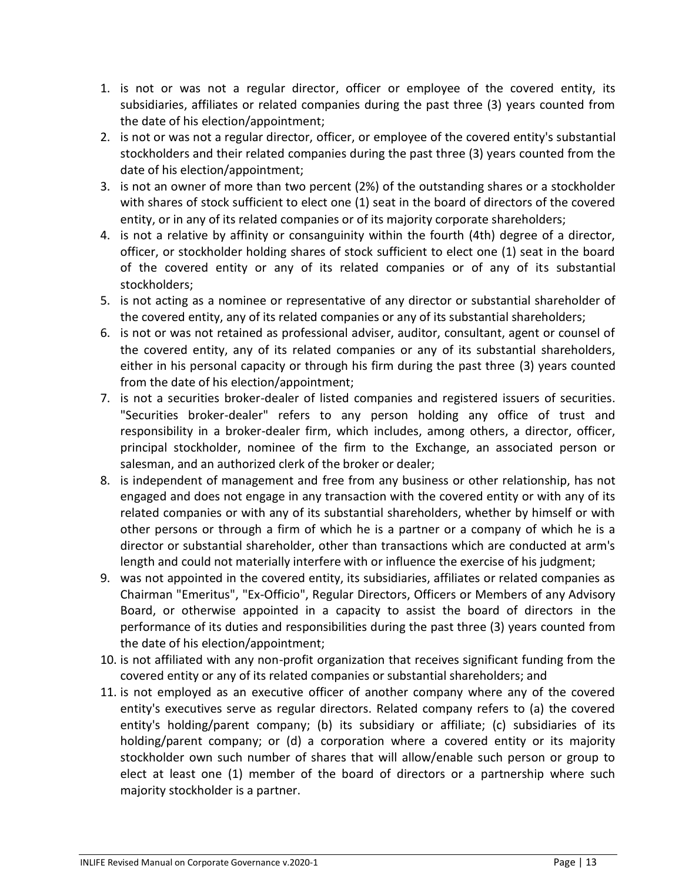1. is not or was not a regular director, officer or employee of the covered entity, its subsidiaries, affiliates or related companies during the past three (3) years counted from the date of his election/appointment;
2. is not or was not a regular director, officer, or employee of the covered entity's substantial stockholders and their related companies during the past three (3) years counted from the date of his election/appointment;
3. is not an owner of more than two percent (2%) of the outstanding shares or a stockholder with shares of stock sufficient to elect one (1) seat in the board of directors of the covered entity, or in any of its related companies or of its majority corporate shareholders;
4. is not a relative by affinity or consanguinity within the fourth (4th) degree of a director, officer, or stockholder holding shares of stock sufficient to elect one (1) seat in the board of the covered entity or any of its related companies or of any of its substantial stockholders;
5. is not acting as a nominee or representative of any director or substantial shareholder of the covered entity, any of its related companies or any of its substantial shareholders;
6. is not or was not retained as professional adviser, auditor, consultant, agent or counsel of the covered entity, any of its related companies or any of its substantial shareholders, either in his personal capacity or through his firm during the past three (3) years counted from the date of his election/appointment;
7. is not a securities broker-dealer of listed companies and registered issuers of securities. "Securities broker-dealer" refers to any person holding any office of trust and responsibility in a broker-dealer firm, which includes, among others, a director, officer, principal stockholder, nominee of the firm to the Exchange, an associated person or salesman, and an authorized clerk of the broker or dealer;
8. is independent of management and free from any business or other relationship, has not engaged and does not engage in any transaction with the covered entity or with any of its related companies or with any of its substantial shareholders, whether by himself or with other persons or through a firm of which he is a partner or a company of which he is a director or substantial shareholder, other than transactions which are conducted at arm's length and could not materially interfere with or influence the exercise of his judgment;
9. was not appointed in the covered entity, its subsidiaries, affiliates or related companies as Chairman "Emeritus", "Ex-Officio", Regular Directors, Officers or Members of any Advisory Board, or otherwise appointed in a capacity to assist the board of directors in the performance of its duties and responsibilities during the past three (3) years counted from the date of his election/appointment;
10. is not affiliated with any non-profit organization that receives significant funding from the covered entity or any of its related companies or substantial shareholders; and
11. is not employed as an executive officer of another company where any of the covered entity's executives serve as regular directors. Related company refers to (a) the covered entity's holding/parent company; (b) its subsidiary or affiliate; (c) subsidiaries of its holding/parent company; or (d) a corporation where a covered entity or its majority stockholder own such number of shares that will allow/enable such person or group to elect at least one (1) member of the board of directors or a partnership where such majority stockholder is a partner.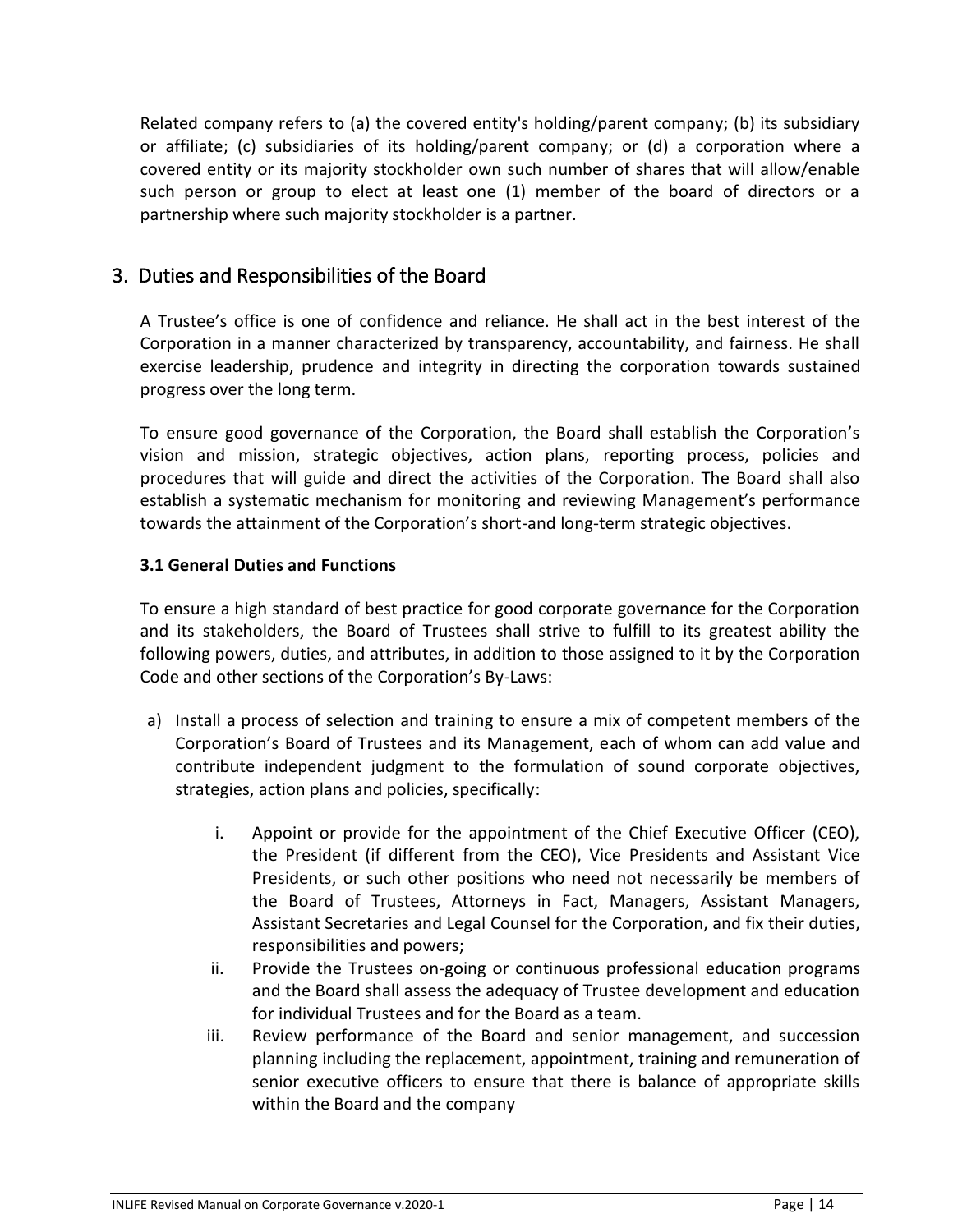Related company refers to (a) the covered entity's holding/parent company; (b) its subsidiary or affiliate; (c) subsidiaries of its holding/parent company; or (d) a corporation where a covered entity or its majority stockholder own such number of shares that will allow/enable such person or group to elect at least one (1) member of the board of directors or a partnership where such majority stockholder is a partner.

## 3. Duties and Responsibilities of the Board

A Trustee's office is one of confidence and reliance. He shall act in the best interest of the Corporation in a manner characterized by transparency, accountability, and fairness. He shall exercise leadership, prudence and integrity in directing the corporation towards sustained progress over the long term.

To ensure good governance of the Corporation, the Board shall establish the Corporation's vision and mission, strategic objectives, action plans, reporting process, policies and procedures that will guide and direct the activities of the Corporation. The Board shall also establish a systematic mechanism for monitoring and reviewing Management's performance towards the attainment of the Corporation's short-and long-term strategic objectives.

**3.1 General Duties and Functions**

To ensure a high standard of best practice for good corporate governance for the Corporation and its stakeholders, the Board of Trustees shall strive to fulfill to its greatest ability the following powers, duties, and attributes, in addition to those assigned to it by the Corporation Code and other sections of the Corporation's By-Laws:

a) Install a process of selection and training to ensure a mix of competent members of the Corporation's Board of Trustees and its Management, each of whom can add value and contribute independent judgment to the formulation of sound corporate objectives, strategies, action plans and policies, specifically:

   i. Appoint or provide for the appointment of the Chief Executive Officer (CEO), the President (if different from the CEO), Vice Presidents and Assistant Vice Presidents, or such other positions who need not necessarily be members of the Board of Trustees, Attorneys in Fact, Managers, Assistant Managers, Assistant Secretaries and Legal Counsel for the Corporation, and fix their duties, responsibilities and powers;

   ii. Provide the Trustees on-going or continuous professional education programs and the Board shall assess the adequacy of Trustee development and education for individual Trustees and for the Board as a team.

   iii. Review performance of the Board and senior management, and succession planning including the replacement, appointment, training and remuneration of senior executive officers to ensure that there is balance of appropriate skills within the Board and the company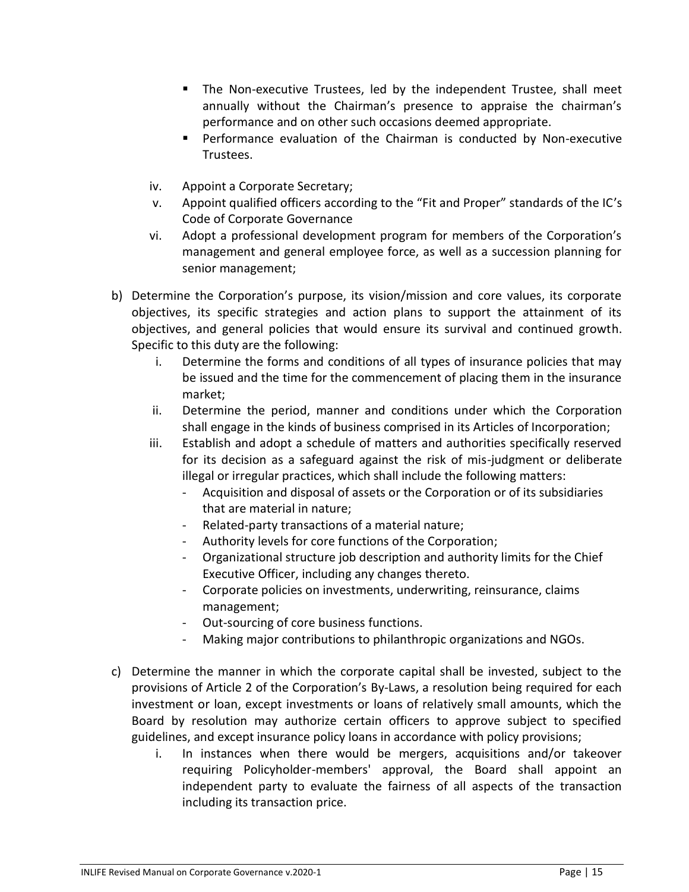- The Non-executive Trustees, led by the independent Trustee, shall meet annually without the Chairman's presence to appraise the chairman's performance and on other such occasions deemed appropriate.
- Performance evaluation of the Chairman is conducted by Non-executive Trustees.

iv. Appoint a Corporate Secretary;

v. Appoint qualified officers according to the "Fit and Proper" standards of the IC's Code of Corporate Governance

vi. Adopt a professional development program for members of the Corporation's management and general employee force, as well as a succession planning for senior management;

b) Determine the Corporation's purpose, its vision/mission and core values, its corporate objectives, its specific strategies and action plans to support the attainment of its objectives, and general policies that would ensure its survival and continued growth. Specific to this duty are the following:

   i. Determine the forms and conditions of all types of insurance policies that may be issued and the time for the commencement of placing them in the insurance market;

   ii. Determine the period, manner and conditions under which the Corporation shall engage in the kinds of business comprised in its Articles of Incorporation;

   iii. Establish and adopt a schedule of matters and authorities specifically reserved for its decision as a safeguard against the risk of mis-judgment or deliberate illegal or irregular practices, which shall include the following matters:
      - Acquisition and disposal of assets or the Corporation or of its subsidiaries that are material in nature;
      - Related-party transactions of a material nature;
      - Authority levels for core functions of the Corporation;
      - Organizational structure job description and authority limits for the Chief Executive Officer, including any changes thereto.
      - Corporate policies on investments, underwriting, reinsurance, claims management;
      - Out-sourcing of core business functions.
      - Making major contributions to philanthropic organizations and NGOs.

c) Determine the manner in which the corporate capital shall be invested, subject to the provisions of Article 2 of the Corporation's By-Laws, a resolution being required for each investment or loan, except investments or loans of relatively small amounts, which the Board by resolution may authorize certain officers to approve subject to specified guidelines, and except insurance policy loans in accordance with policy provisions;

   i. In instances when there would be mergers, acquisitions and/or takeover requiring Policyholder-members' approval, the Board shall appoint an independent party to evaluate the fairness of all aspects of the transaction including its transaction price.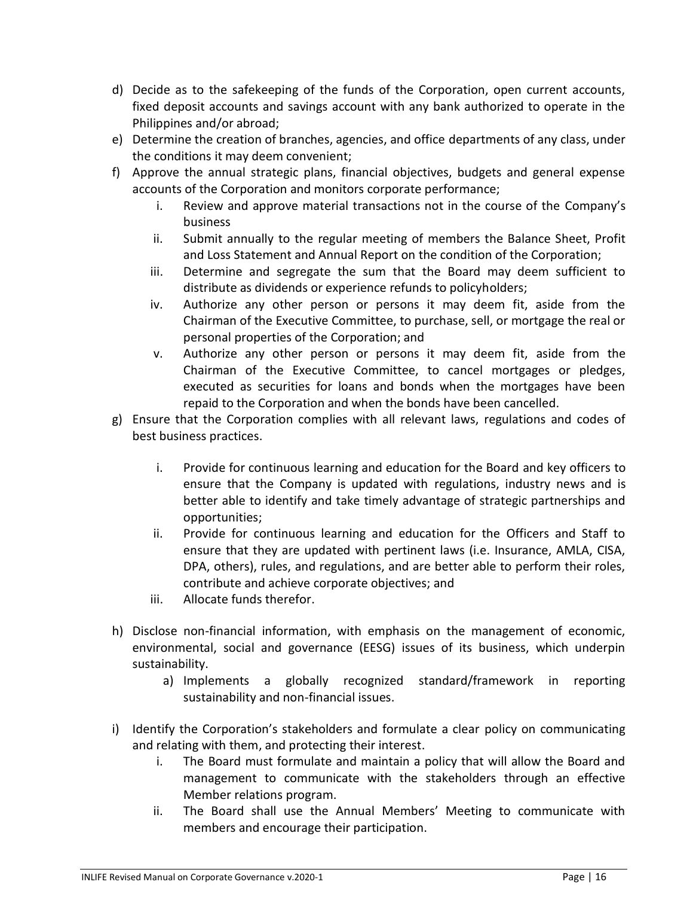d) Decide as to the safekeeping of the funds of the Corporation, open current accounts, fixed deposit accounts and savings account with any bank authorized to operate in the Philippines and/or abroad;

e) Determine the creation of branches, agencies, and office departments of any class, under the conditions it may deem convenient;

f) Approve the annual strategic plans, financial objectives, budgets and general expense accounts of the Corporation and monitors corporate performance;
   i. Review and approve material transactions not in the course of the Company's business
   ii. Submit annually to the regular meeting of members the Balance Sheet, Profit and Loss Statement and Annual Report on the condition of the Corporation;
   iii. Determine and segregate the sum that the Board may deem sufficient to distribute as dividends or experience refunds to policyholders;
   iv. Authorize any other person or persons it may deem fit, aside from the Chairman of the Executive Committee, to purchase, sell, or mortgage the real or personal properties of the Corporation; and
   v. Authorize any other person or persons it may deem fit, aside from the Chairman of the Executive Committee, to cancel mortgages or pledges, executed as securities for loans and bonds when the mortgages have been repaid to the Corporation and when the bonds have been cancelled.

g) Ensure that the Corporation complies with all relevant laws, regulations and codes of best business practices.
   i. Provide for continuous learning and education for the Board and key officers to ensure that the Company is updated with regulations, industry news and is better able to identify and take timely advantage of strategic partnerships and opportunities;
   ii. Provide for continuous learning and education for the Officers and Staff to ensure that they are updated with pertinent laws (i.e. Insurance, AMLA, CISA, DPA, others), rules, and regulations, and are better able to perform their roles, contribute and achieve corporate objectives; and
   iii. Allocate funds therefor.

h) Disclose non-financial information, with emphasis on the management of economic, environmental, social and governance (EESG) issues of its business, which underpin sustainability.
   a) Implements a globally recognized standard/framework in reporting sustainability and non-financial issues.

i) Identify the Corporation's stakeholders and formulate a clear policy on communicating and relating with them, and protecting their interest.
   i. The Board must formulate and maintain a policy that will allow the Board and management to communicate with the stakeholders through an effective Member relations program.
   ii. The Board shall use the Annual Members' Meeting to communicate with members and encourage their participation.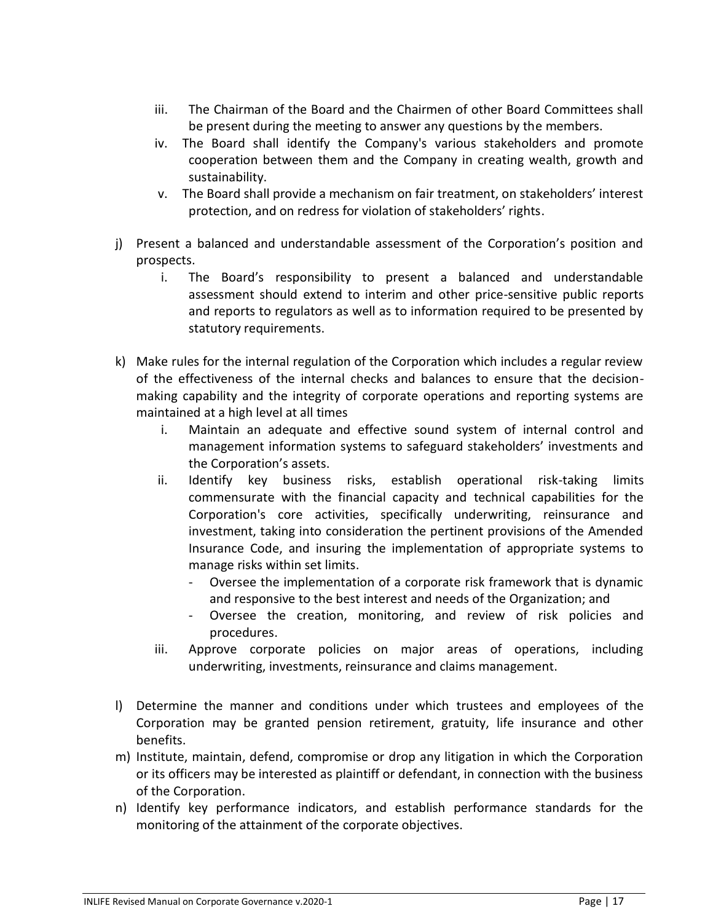iii. The Chairman of the Board and the Chairmen of other Board Committees shall be present during the meeting to answer any questions by the members.
   iv. The Board shall identify the Company's various stakeholders and promote cooperation between them and the Company in creating wealth, growth and sustainability.
   v. The Board shall provide a mechanism on fair treatment, on stakeholders' interest protection, and on redress for violation of stakeholders' rights.

j) Present a balanced and understandable assessment of the Corporation's position and prospects.
   i. The Board's responsibility to present a balanced and understandable assessment should extend to interim and other price-sensitive public reports and reports to regulators as well as to information required to be presented by statutory requirements.

k) Make rules for the internal regulation of the Corporation which includes a regular review of the effectiveness of the internal checks and balances to ensure that the decision-making capability and the integrity of corporate operations and reporting systems are maintained at a high level at all times
   i. Maintain an adequate and effective sound system of internal control and management information systems to safeguard stakeholders' investments and the Corporation's assets.
   ii. Identify key business risks, establish operational risk-taking limits commensurate with the financial capacity and technical capabilities for the Corporation's core activities, specifically underwriting, reinsurance and investment, taking into consideration the pertinent provisions of the Amended Insurance Code, and insuring the implementation of appropriate systems to manage risks within set limits.
      - Oversee the implementation of a corporate risk framework that is dynamic and responsive to the best interest and needs of the Organization; and
      - Oversee the creation, monitoring, and review of risk policies and procedures.
   iii. Approve corporate policies on major areas of operations, including underwriting, investments, reinsurance and claims management.

l) Determine the manner and conditions under which trustees and employees of the Corporation may be granted pension retirement, gratuity, life insurance and other benefits.
m) Institute, maintain, defend, compromise or drop any litigation in which the Corporation or its officers may be interested as plaintiff or defendant, in connection with the business of the Corporation.
n) Identify key performance indicators, and establish performance standards for the monitoring of the attainment of the corporate objectives.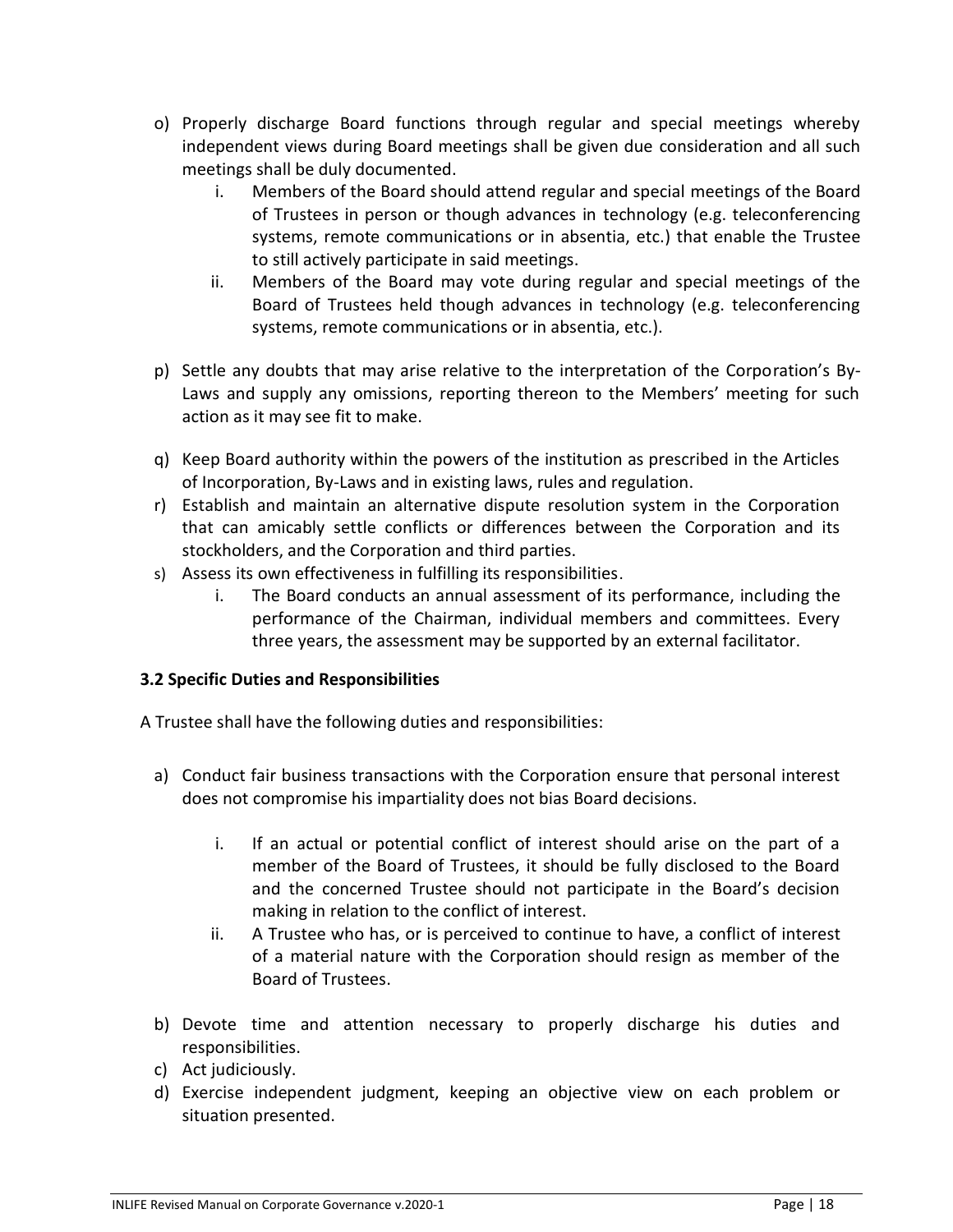o) Properly discharge Board functions through regular and special meetings whereby independent views during Board meetings shall be given due consideration and all such meetings shall be duly documented.
    i. Members of the Board should attend regular and special meetings of the Board of Trustees in person or though advances in technology (e.g. teleconferencing systems, remote communications or in absentia, etc.) that enable the Trustee to still actively participate in said meetings.
    ii. Members of the Board may vote during regular and special meetings of the Board of Trustees held though advances in technology (e.g. teleconferencing systems, remote communications or in absentia, etc.).

p) Settle any doubts that may arise relative to the interpretation of the Corporation's By-Laws and supply any omissions, reporting thereon to the Members' meeting for such action as it may see fit to make.

q) Keep Board authority within the powers of the institution as prescribed in the Articles of Incorporation, By-Laws and in existing laws, rules and regulation.

r) Establish and maintain an alternative dispute resolution system in the Corporation that can amicably settle conflicts or differences between the Corporation and its stockholders, and the Corporation and third parties.

s) Assess its own effectiveness in fulfilling its responsibilities.
    i. The Board conducts an annual assessment of its performance, including the performance of the Chairman, individual members and committees. Every three years, the assessment may be supported by an external facilitator.

**3.2 Specific Duties and Responsibilities**

A Trustee shall have the following duties and responsibilities:

a) Conduct fair business transactions with the Corporation ensure that personal interest does not compromise his impartiality does not bias Board decisions.
    i. If an actual or potential conflict of interest should arise on the part of a member of the Board of Trustees, it should be fully disclosed to the Board and the concerned Trustee should not participate in the Board's decision making in relation to the conflict of interest.
    ii. A Trustee who has, or is perceived to continue to have, a conflict of interest of a material nature with the Corporation should resign as member of the Board of Trustees.

b) Devote time and attention necessary to properly discharge his duties and responsibilities.

c) Act judiciously.

d) Exercise independent judgment, keeping an objective view on each problem or situation presented.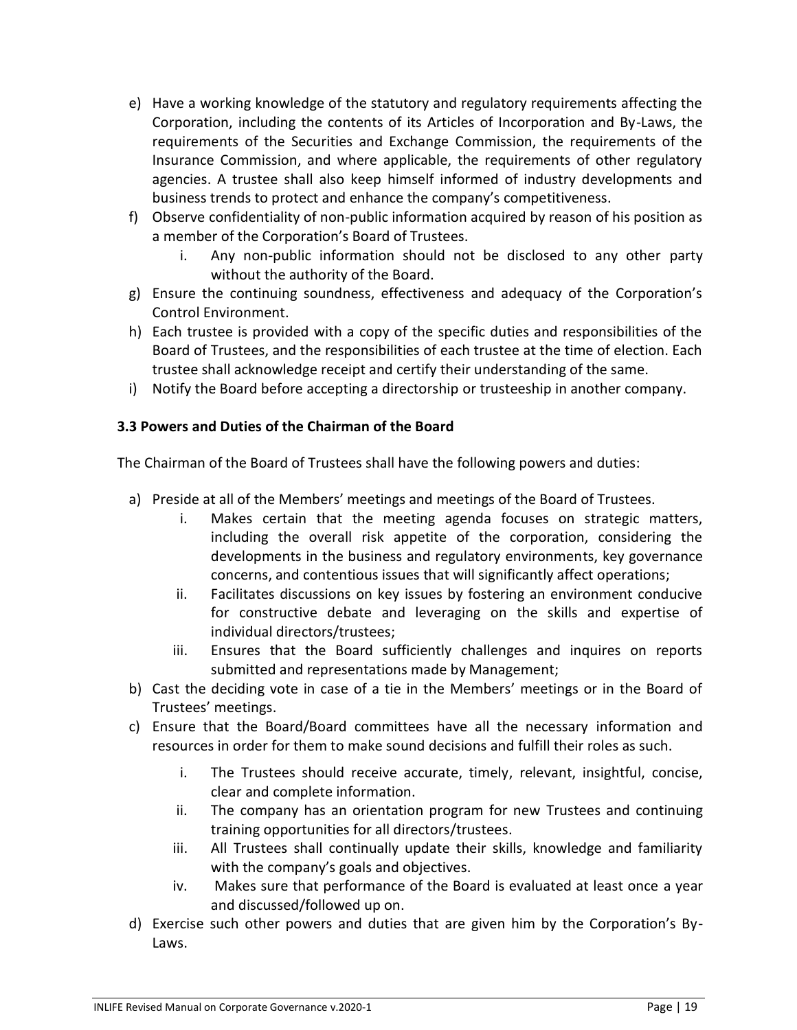e) Have a working knowledge of the statutory and regulatory requirements affecting the Corporation, including the contents of its Articles of Incorporation and By-Laws, the requirements of the Securities and Exchange Commission, the requirements of the Insurance Commission, and where applicable, the requirements of other regulatory agencies. A trustee shall also keep himself informed of industry developments and business trends to protect and enhance the company's competitiveness.
f) Observe confidentiality of non-public information acquired by reason of his position as a member of the Corporation's Board of Trustees.
    i. Any non-public information should not be disclosed to any other party without the authority of the Board.
g) Ensure the continuing soundness, effectiveness and adequacy of the Corporation's Control Environment.
h) Each trustee is provided with a copy of the specific duties and responsibilities of the Board of Trustees, and the responsibilities of each trustee at the time of election. Each trustee shall acknowledge receipt and certify their understanding of the same.
i) Notify the Board before accepting a directorship or trusteeship in another company.

### 3.3 Powers and Duties of the Chairman of the Board

The Chairman of the Board of Trustees shall have the following powers and duties:

a) Preside at all of the Members' meetings and meetings of the Board of Trustees.
    i. Makes certain that the meeting agenda focuses on strategic matters, including the overall risk appetite of the corporation, considering the developments in the business and regulatory environments, key governance concerns, and contentious issues that will significantly affect operations;
    ii. Facilitates discussions on key issues by fostering an environment conducive for constructive debate and leveraging on the skills and expertise of individual directors/trustees;
    iii. Ensures that the Board sufficiently challenges and inquires on reports submitted and representations made by Management;
b) Cast the deciding vote in case of a tie in the Members' meetings or in the Board of Trustees' meetings.
c) Ensure that the Board/Board committees have all the necessary information and resources in order for them to make sound decisions and fulfill their roles as such.
    i. The Trustees should receive accurate, timely, relevant, insightful, concise, clear and complete information.
    ii. The company has an orientation program for new Trustees and continuing training opportunities for all directors/trustees.
    iii. All Trustees shall continually update their skills, knowledge and familiarity with the company's goals and objectives.
    iv. Makes sure that performance of the Board is evaluated at least once a year and discussed/followed up on.
d) Exercise such other powers and duties that are given him by the Corporation's By-Laws.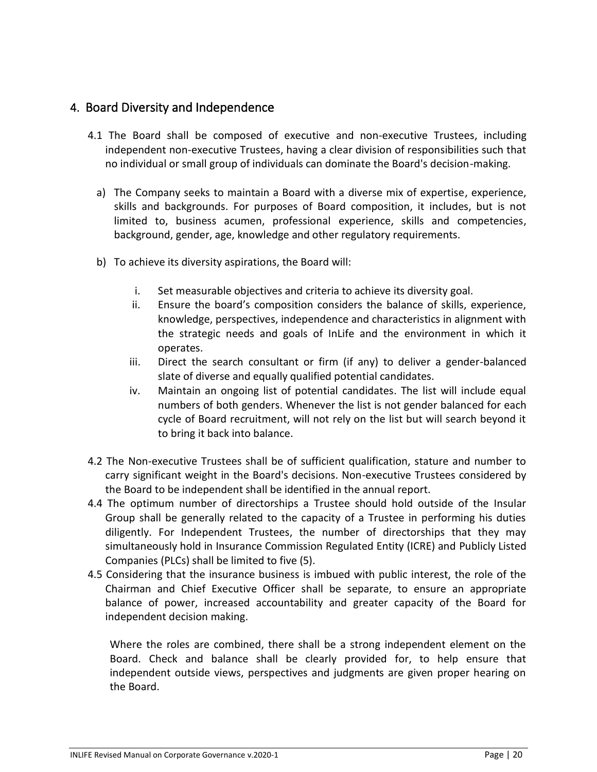## 4. Board Diversity and Independence

4.1 The Board shall be composed of executive and non-executive Trustees, including independent non-executive Trustees, having a clear division of responsibilities such that no individual or small group of individuals can dominate the Board's decision-making.

a) The Company seeks to maintain a Board with a diverse mix of expertise, experience, skills and backgrounds. For purposes of Board composition, it includes, but is not limited to, business acumen, professional experience, skills and competencies, background, gender, age, knowledge and other regulatory requirements.

b) To achieve its diversity aspirations, the Board will:

   i. Set measurable objectives and criteria to achieve its diversity goal.
   ii. Ensure the board's composition considers the balance of skills, experience, knowledge, perspectives, independence and characteristics in alignment with the strategic needs and goals of InLife and the environment in which it operates.
   iii. Direct the search consultant or firm (if any) to deliver a gender-balanced slate of diverse and equally qualified potential candidates.
   iv. Maintain an ongoing list of potential candidates. The list will include equal numbers of both genders. Whenever the list is not gender balanced for each cycle of Board recruitment, will not rely on the list but will search beyond it to bring it back into balance.

4.2 The Non-executive Trustees shall be of sufficient qualification, stature and number to carry significant weight in the Board's decisions. Non-executive Trustees considered by the Board to be independent shall be identified in the annual report.

4.4 The optimum number of directorships a Trustee should hold outside of the Insular Group shall be generally related to the capacity of a Trustee in performing his duties diligently. For Independent Trustees, the number of directorships that they may simultaneously hold in Insurance Commission Regulated Entity (ICRE) and Publicly Listed Companies (PLCs) shall be limited to five (5).

4.5 Considering that the insurance business is imbued with public interest, the role of the Chairman and Chief Executive Officer shall be separate, to ensure an appropriate balance of power, increased accountability and greater capacity of the Board for independent decision making.

Where the roles are combined, there shall be a strong independent element on the Board. Check and balance shall be clearly provided for, to help ensure that independent outside views, perspectives and judgments are given proper hearing on the Board.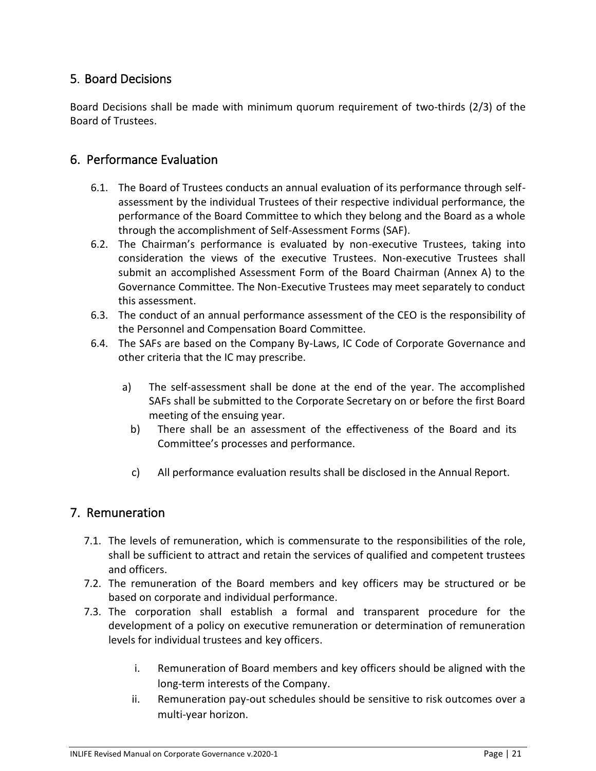## 5. Board Decisions

Board Decisions shall be made with minimum quorum requirement of two-thirds (2/3) of the Board of Trustees.

## 6. Performance Evaluation

6.1. The Board of Trustees conducts an annual evaluation of its performance through self-assessment by the individual Trustees of their respective individual performance, the performance of the Board Committee to which they belong and the Board as a whole through the accomplishment of Self-Assessment Forms (SAF).

6.2. The Chairman's performance is evaluated by non-executive Trustees, taking into consideration the views of the executive Trustees. Non-executive Trustees shall submit an accomplished Assessment Form of the Board Chairman (Annex A) to the Governance Committee. The Non-Executive Trustees may meet separately to conduct this assessment.

6.3. The conduct of an annual performance assessment of the CEO is the responsibility of the Personnel and Compensation Board Committee.

6.4. The SAFs are based on the Company By-Laws, IC Code of Corporate Governance and other criteria that the IC may prescribe.

   a) The self-assessment shall be done at the end of the year. The accomplished SAFs shall be submitted to the Corporate Secretary on or before the first Board meeting of the ensuing year.

   b) There shall be an assessment of the effectiveness of the Board and its Committee's processes and performance.

   c) All performance evaluation results shall be disclosed in the Annual Report.

## 7. Remuneration

7.1. The levels of remuneration, which is commensurate to the responsibilities of the role, shall be sufficient to attract and retain the services of qualified and competent trustees and officers.

7.2. The remuneration of the Board members and key officers may be structured or be based on corporate and individual performance.

7.3. The corporation shall establish a formal and transparent procedure for the development of a policy on executive remuneration or determination of remuneration levels for individual trustees and key officers.

   i. Remuneration of Board members and key officers should be aligned with the long-term interests of the Company.

   ii. Remuneration pay-out schedules should be sensitive to risk outcomes over a multi-year horizon.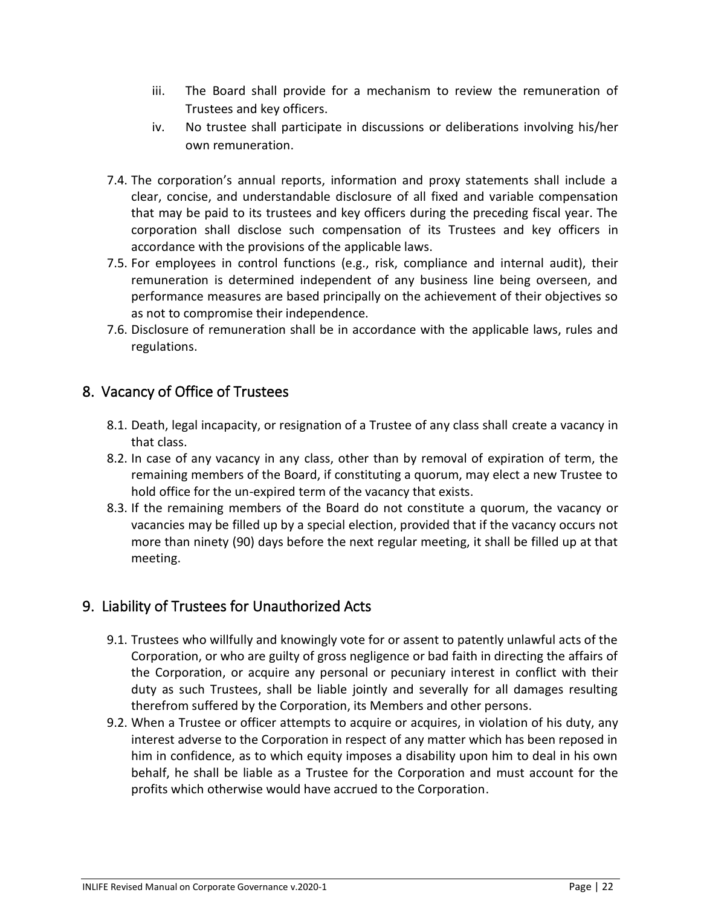iii. The Board shall provide for a mechanism to review the remuneration of Trustees and key officers.

iv. No trustee shall participate in discussions or deliberations involving his/her own remuneration.

7.4. The corporation's annual reports, information and proxy statements shall include a clear, concise, and understandable disclosure of all fixed and variable compensation that may be paid to its trustees and key officers during the preceding fiscal year. The corporation shall disclose such compensation of its Trustees and key officers in accordance with the provisions of the applicable laws.

7.5. For employees in control functions (e.g., risk, compliance and internal audit), their remuneration is determined independent of any business line being overseen, and performance measures are based principally on the achievement of their objectives so as not to compromise their independence.

7.6. Disclosure of remuneration shall be in accordance with the applicable laws, rules and regulations.

## 8. Vacancy of Office of Trustees

8.1. Death, legal incapacity, or resignation of a Trustee of any class shall create a vacancy in that class.

8.2. In case of any vacancy in any class, other than by removal of expiration of term, the remaining members of the Board, if constituting a quorum, may elect a new Trustee to hold office for the un-expired term of the vacancy that exists.

8.3. If the remaining members of the Board do not constitute a quorum, the vacancy or vacancies may be filled up by a special election, provided that if the vacancy occurs not more than ninety (90) days before the next regular meeting, it shall be filled up at that meeting.

## 9. Liability of Trustees for Unauthorized Acts

9.1. Trustees who willfully and knowingly vote for or assent to patently unlawful acts of the Corporation, or who are guilty of gross negligence or bad faith in directing the affairs of the Corporation, or acquire any personal or pecuniary interest in conflict with their duty as such Trustees, shall be liable jointly and severally for all damages resulting therefrom suffered by the Corporation, its Members and other persons.

9.2. When a Trustee or officer attempts to acquire or acquires, in violation of his duty, any interest adverse to the Corporation in respect of any matter which has been reposed in him in confidence, as to which equity imposes a disability upon him to deal in his own behalf, he shall be liable as a Trustee for the Corporation and must account for the profits which otherwise would have accrued to the Corporation.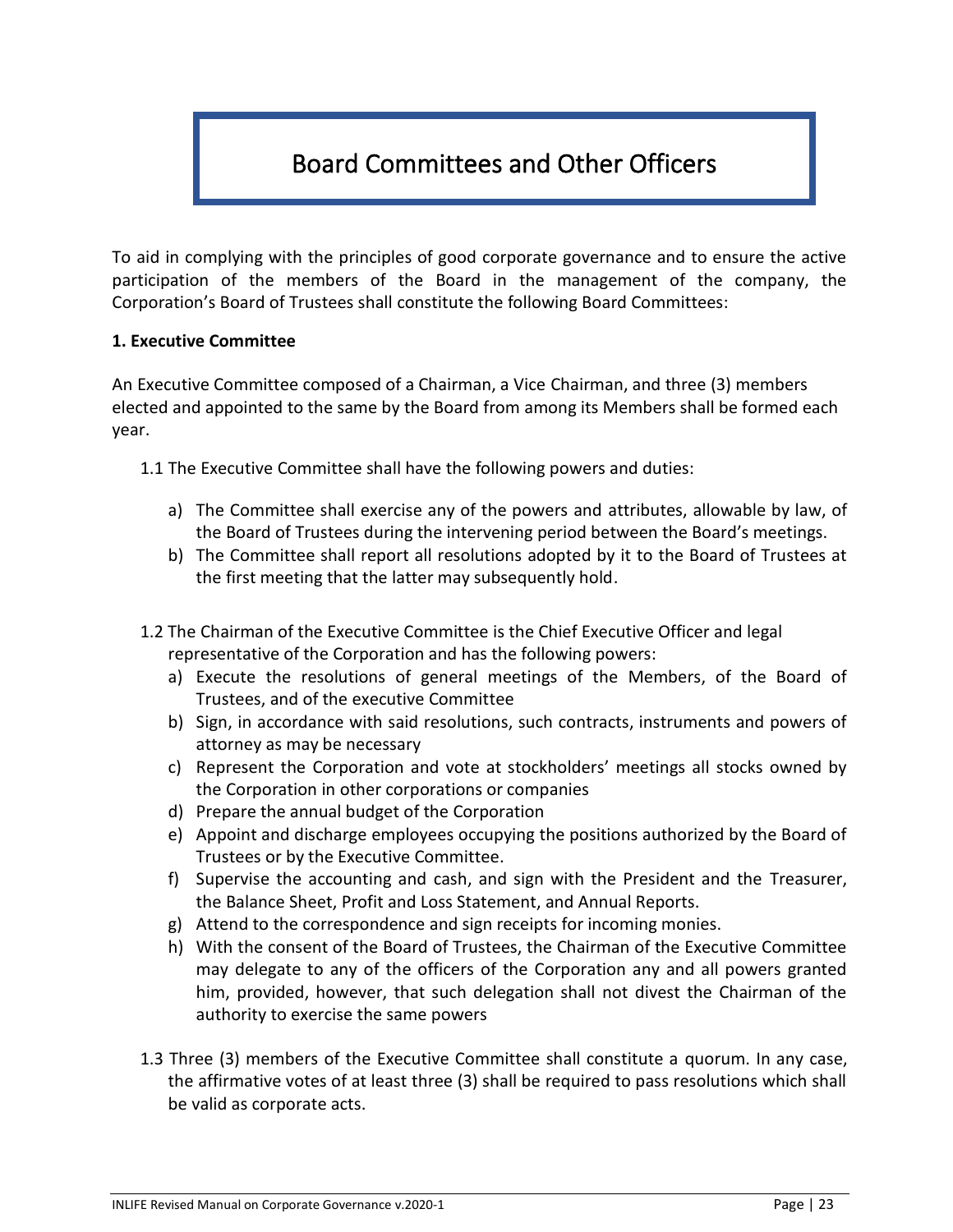# Board Committees and Other Officers

To aid in complying with the principles of good corporate governance and to ensure the active participation of the members of the Board in the management of the company, the Corporation's Board of Trustees shall constitute the following Board Committees:

**1. Executive Committee**

An Executive Committee composed of a Chairman, a Vice Chairman, and three (3) members elected and appointed to the same by the Board from among its Members shall be formed each year.

1.1 The Executive Committee shall have the following powers and duties:

a) The Committee shall exercise any of the powers and attributes, allowable by law, of the Board of Trustees during the intervening period between the Board's meetings.
b) The Committee shall report all resolutions adopted by it to the Board of Trustees at the first meeting that the latter may subsequently hold.

1.2 The Chairman of the Executive Committee is the Chief Executive Officer and legal representative of the Corporation and has the following powers:

a) Execute the resolutions of general meetings of the Members, of the Board of Trustees, and of the executive Committee
b) Sign, in accordance with said resolutions, such contracts, instruments and powers of attorney as may be necessary
c) Represent the Corporation and vote at stockholders' meetings all stocks owned by the Corporation in other corporations or companies
d) Prepare the annual budget of the Corporation
e) Appoint and discharge employees occupying the positions authorized by the Board of Trustees or by the Executive Committee.
f) Supervise the accounting and cash, and sign with the President and the Treasurer, the Balance Sheet, Profit and Loss Statement, and Annual Reports.
g) Attend to the correspondence and sign receipts for incoming monies.
h) With the consent of the Board of Trustees, the Chairman of the Executive Committee may delegate to any of the officers of the Corporation any and all powers granted him, provided, however, that such delegation shall not divest the Chairman of the authority to exercise the same powers

1.3 Three (3) members of the Executive Committee shall constitute a quorum. In any case, the affirmative votes of at least three (3) shall be required to pass resolutions which shall be valid as corporate acts.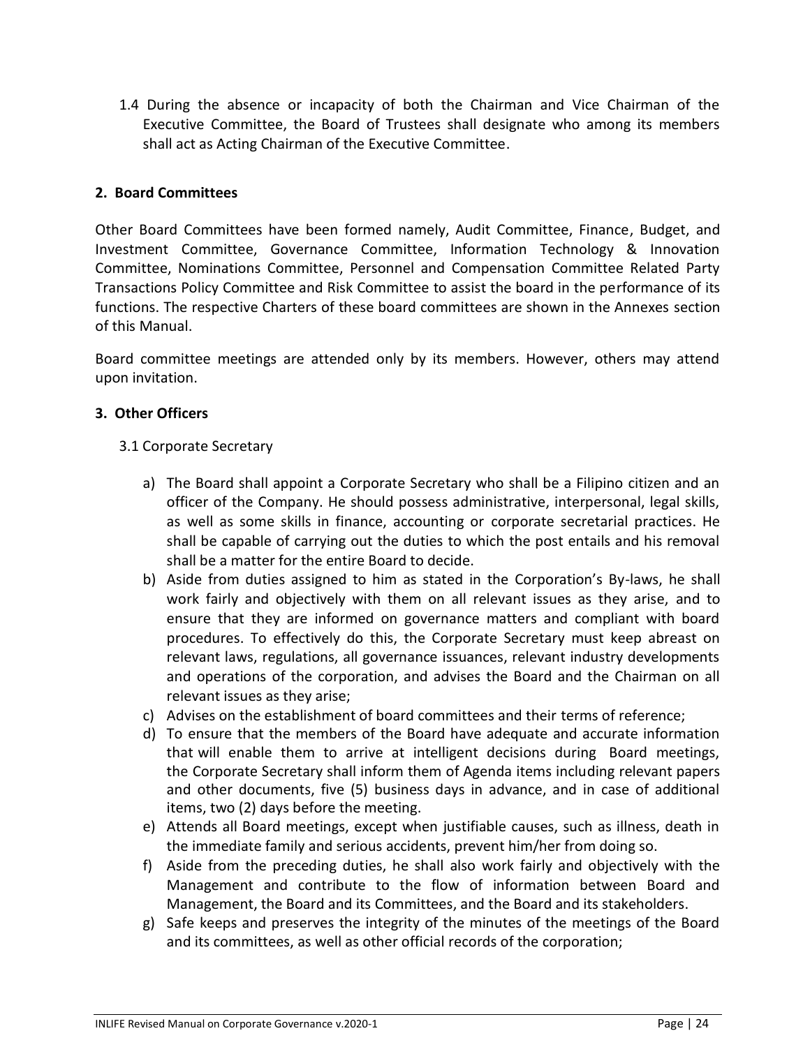1.4 During the absence or incapacity of both the Chairman and Vice Chairman of the Executive Committee, the Board of Trustees shall designate who among its members shall act as Acting Chairman of the Executive Committee.

**2. Board Committees**

Other Board Committees have been formed namely, Audit Committee, Finance, Budget, and Investment Committee, Governance Committee, Information Technology & Innovation Committee, Nominations Committee, Personnel and Compensation Committee Related Party Transactions Policy Committee and Risk Committee to assist the board in the performance of its functions. The respective Charters of these board committees are shown in the Annexes section of this Manual.

Board committee meetings are attended only by its members. However, others may attend upon invitation.

**3. Other Officers**

3.1 Corporate Secretary

a) The Board shall appoint a Corporate Secretary who shall be a Filipino citizen and an officer of the Company. He should possess administrative, interpersonal, legal skills, as well as some skills in finance, accounting or corporate secretarial practices. He shall be capable of carrying out the duties to which the post entails and his removal shall be a matter for the entire Board to decide.
b) Aside from duties assigned to him as stated in the Corporation's By-laws, he shall work fairly and objectively with them on all relevant issues as they arise, and to ensure that they are informed on governance matters and compliant with board procedures. To effectively do this, the Corporate Secretary must keep abreast on relevant laws, regulations, all governance issuances, relevant industry developments and operations of the corporation, and advises the Board and the Chairman on all relevant issues as they arise;
c) Advises on the establishment of board committees and their terms of reference;
d) To ensure that the members of the Board have adequate and accurate information that will enable them to arrive at intelligent decisions during Board meetings, the Corporate Secretary shall inform them of Agenda items including relevant papers and other documents, five (5) business days in advance, and in case of additional items, two (2) days before the meeting.
e) Attends all Board meetings, except when justifiable causes, such as illness, death in the immediate family and serious accidents, prevent him/her from doing so.
f) Aside from the preceding duties, he shall also work fairly and objectively with the Management and contribute to the flow of information between Board and Management, the Board and its Committees, and the Board and its stakeholders.
g) Safe keeps and preserves the integrity of the minutes of the meetings of the Board and its committees, as well as other official records of the corporation;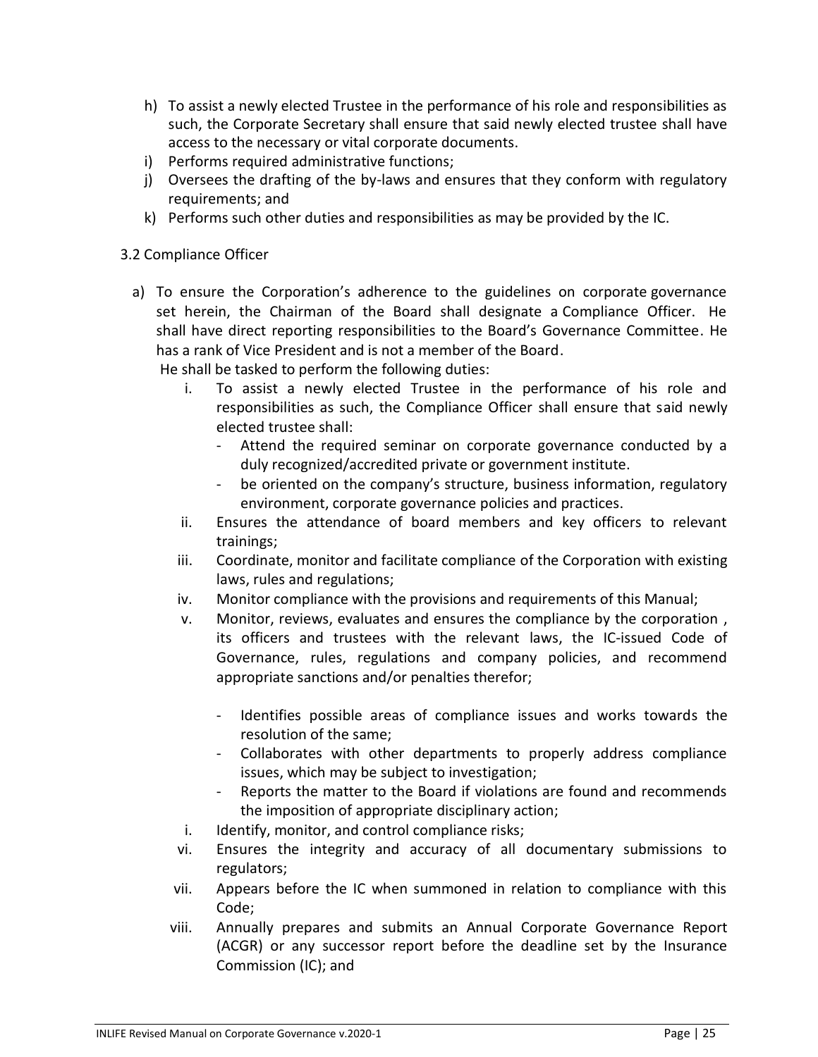h) To assist a newly elected Trustee in the performance of his role and responsibilities as such, the Corporate Secretary shall ensure that said newly elected trustee shall have access to the necessary or vital corporate documents.
i) Performs required administrative functions;
j) Oversees the drafting of the by-laws and ensures that they conform with regulatory requirements; and
k) Performs such other duties and responsibilities as may be provided by the IC.

3.2 Compliance Officer

a) To ensure the Corporation's adherence to the guidelines on corporate governance set herein, the Chairman of the Board shall designate a Compliance Officer. He shall have direct reporting responsibilities to the Board's Governance Committee. He has a rank of Vice President and is not a member of the Board.
   He shall be tasked to perform the following duties:
   i. To assist a newly elected Trustee in the performance of his role and responsibilities as such, the Compliance Officer shall ensure that said newly elected trustee shall:
      - Attend the required seminar on corporate governance conducted by a duly recognized/accredited private or government institute.
      - be oriented on the company's structure, business information, regulatory environment, corporate governance policies and practices.
   ii. Ensures the attendance of board members and key officers to relevant trainings;
   iii. Coordinate, monitor and facilitate compliance of the Corporation with existing laws, rules and regulations;
   iv. Monitor compliance with the provisions and requirements of this Manual;
   v. Monitor, reviews, evaluates and ensures the compliance by the corporation , its officers and trustees with the relevant laws, the IC-issued Code of Governance, rules, regulations and company policies, and recommend appropriate sanctions and/or penalties therefor;

      - Identifies possible areas of compliance issues and works towards the resolution of the same;
      - Collaborates with other departments to properly address compliance issues, which may be subject to investigation;
      - Reports the matter to the Board if violations are found and recommends the imposition of appropriate disciplinary action;
   i. Identify, monitor, and control compliance risks;
   vi. Ensures the integrity and accuracy of all documentary submissions to regulators;
   vii. Appears before the IC when summoned in relation to compliance with this Code;
   viii. Annually prepares and submits an Annual Corporate Governance Report (ACGR) or any successor report before the deadline set by the Insurance Commission (IC); and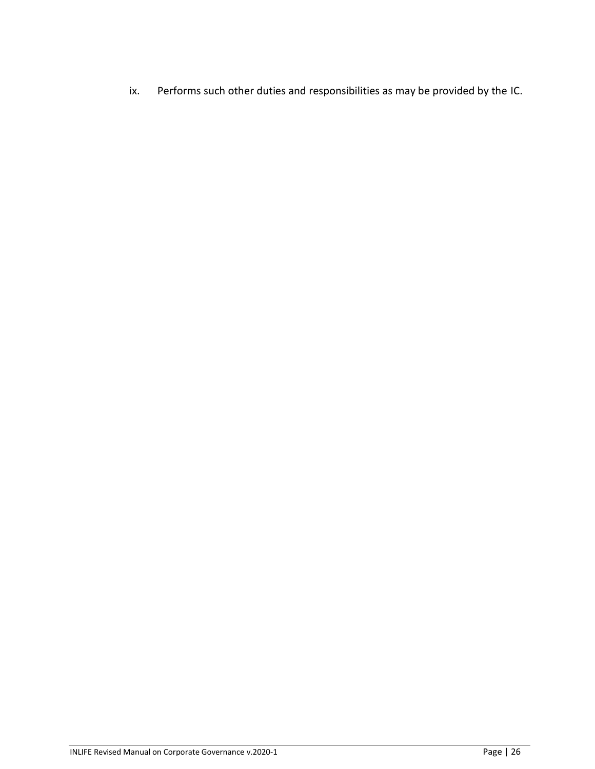ix. Performs such other duties and responsibilities as may be provided by the IC.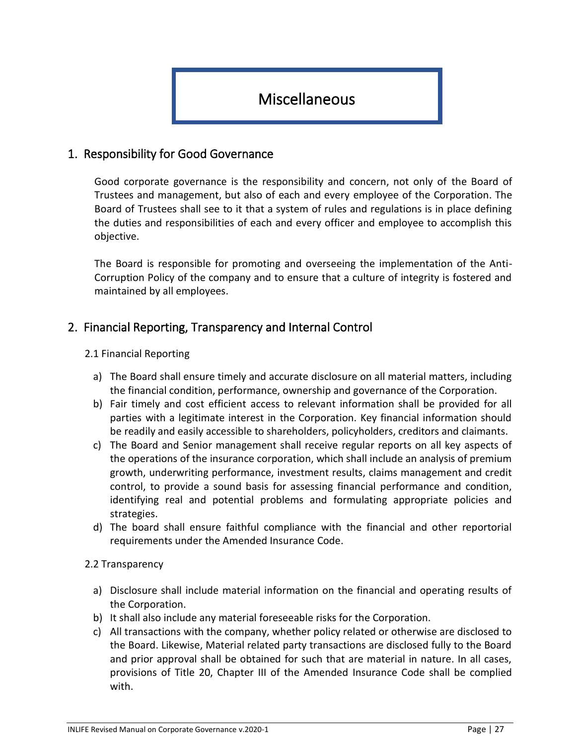# Miscellaneous

## 1. Responsibility for Good Governance

Good corporate governance is the responsibility and concern, not only of the Board of Trustees and management, but also of each and every employee of the Corporation. The Board of Trustees shall see to it that a system of rules and regulations is in place defining the duties and responsibilities of each and every officer and employee to accomplish this objective.

The Board is responsible for promoting and overseeing the implementation of the Anti-Corruption Policy of the company and to ensure that a culture of integrity is fostered and maintained by all employees.

## 2. Financial Reporting, Transparency and Internal Control

### 2.1 Financial Reporting

a) The Board shall ensure timely and accurate disclosure on all material matters, including the financial condition, performance, ownership and governance of the Corporation.
b) Fair timely and cost efficient access to relevant information shall be provided for all parties with a legitimate interest in the Corporation. Key financial information should be readily and easily accessible to shareholders, policyholders, creditors and claimants.
c) The Board and Senior management shall receive regular reports on all key aspects of the operations of the insurance corporation, which shall include an analysis of premium growth, underwriting performance, investment results, claims management and credit control, to provide a sound basis for assessing financial performance and condition, identifying real and potential problems and formulating appropriate policies and strategies.
d) The board shall ensure faithful compliance with the financial and other reportorial requirements under the Amended Insurance Code.

### 2.2 Transparency

a) Disclosure shall include material information on the financial and operating results of the Corporation.
b) It shall also include any material foreseeable risks for the Corporation.
c) All transactions with the company, whether policy related or otherwise are disclosed to the Board. Likewise, Material related party transactions are disclosed fully to the Board and prior approval shall be obtained for such that are material in nature. In all cases, provisions of Title 20, Chapter III of the Amended Insurance Code shall be complied with.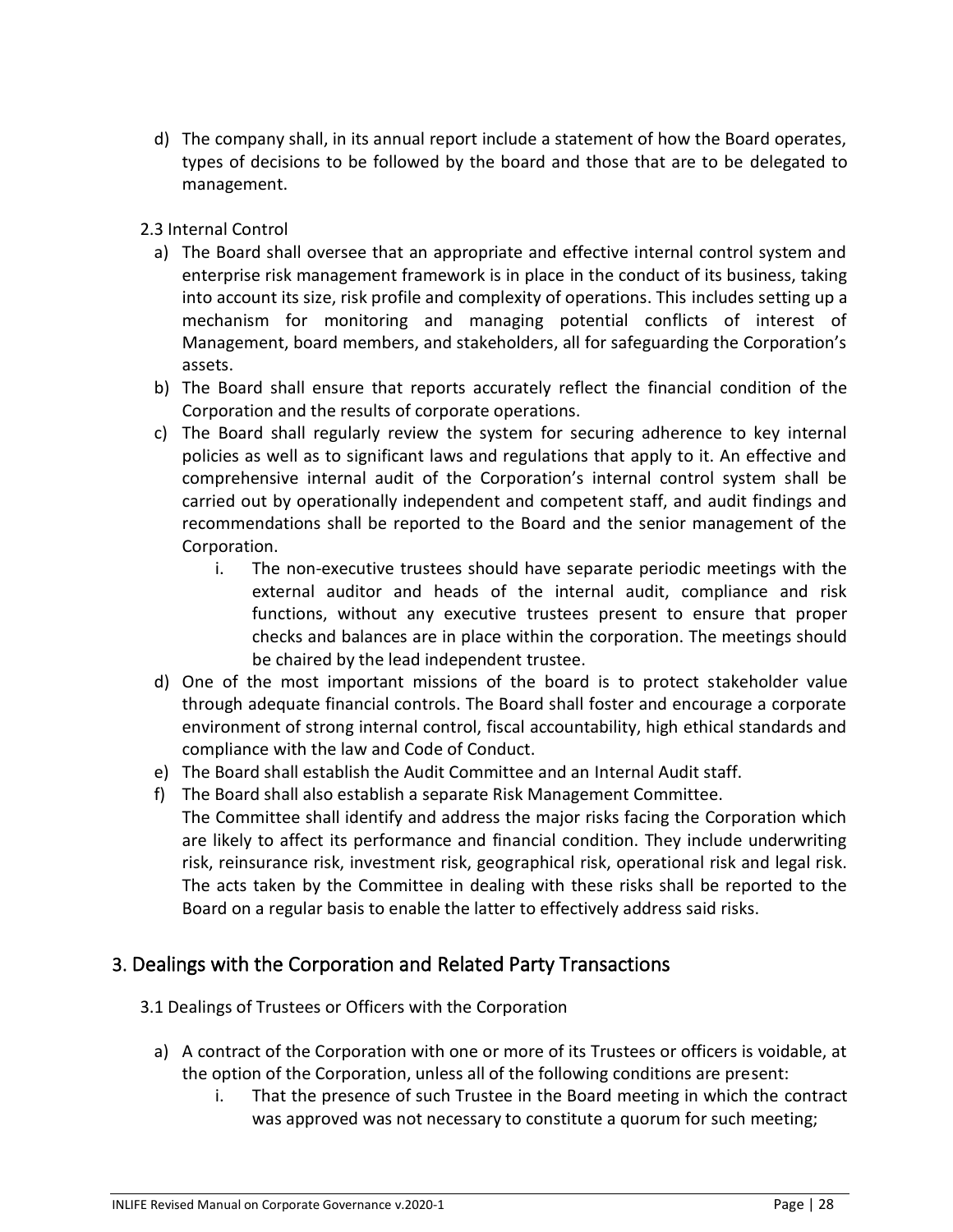d) The company shall, in its annual report include a statement of how the Board operates, types of decisions to be followed by the board and those that are to be delegated to management.

2.3 Internal Control

a) The Board shall oversee that an appropriate and effective internal control system and enterprise risk management framework is in place in the conduct of its business, taking into account its size, risk profile and complexity of operations. This includes setting up a mechanism for monitoring and managing potential conflicts of interest of Management, board members, and stakeholders, all for safeguarding the Corporation's assets.
b) The Board shall ensure that reports accurately reflect the financial condition of the Corporation and the results of corporate operations.
c) The Board shall regularly review the system for securing adherence to key internal policies as well as to significant laws and regulations that apply to it. An effective and comprehensive internal audit of the Corporation's internal control system shall be carried out by operationally independent and competent staff, and audit findings and recommendations shall be reported to the Board and the senior management of the Corporation.
    i. The non-executive trustees should have separate periodic meetings with the external auditor and heads of the internal audit, compliance and risk functions, without any executive trustees present to ensure that proper checks and balances are in place within the corporation. The meetings should be chaired by the lead independent trustee.
d) One of the most important missions of the board is to protect stakeholder value through adequate financial controls. The Board shall foster and encourage a corporate environment of strong internal control, fiscal accountability, high ethical standards and compliance with the law and Code of Conduct.
e) The Board shall establish the Audit Committee and an Internal Audit staff.
f) The Board shall also establish a separate Risk Management Committee.
   The Committee shall identify and address the major risks facing the Corporation which are likely to affect its performance and financial condition. They include underwriting risk, reinsurance risk, investment risk, geographical risk, operational risk and legal risk. The acts taken by the Committee in dealing with these risks shall be reported to the Board on a regular basis to enable the latter to effectively address said risks.

## 3. Dealings with the Corporation and Related Party Transactions

3.1 Dealings of Trustees or Officers with the Corporation

a) A contract of the Corporation with one or more of its Trustees or officers is voidable, at the option of the Corporation, unless all of the following conditions are present:
    i. That the presence of such Trustee in the Board meeting in which the contract was approved was not necessary to constitute a quorum for such meeting;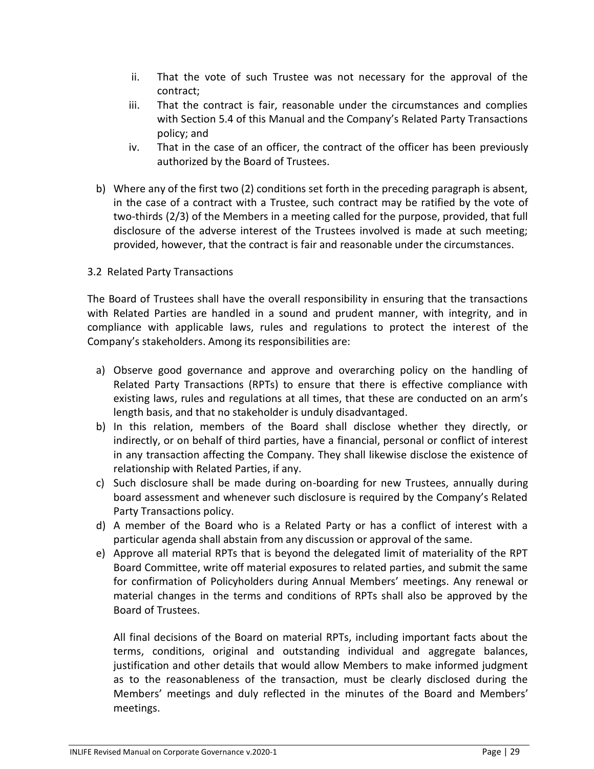ii. That the vote of such Trustee was not necessary for the approval of the contract;
iii. That the contract is fair, reasonable under the circumstances and complies with Section 5.4 of this Manual and the Company's Related Party Transactions policy; and
iv. That in the case of an officer, the contract of the officer has been previously authorized by the Board of Trustees.

b) Where any of the first two (2) conditions set forth in the preceding paragraph is absent, in the case of a contract with a Trustee, such contract may be ratified by the vote of two-thirds (2/3) of the Members in a meeting called for the purpose, provided, that full disclosure of the adverse interest of the Trustees involved is made at such meeting; provided, however, that the contract is fair and reasonable under the circumstances.

3.2 Related Party Transactions

The Board of Trustees shall have the overall responsibility in ensuring that the transactions with Related Parties are handled in a sound and prudent manner, with integrity, and in compliance with applicable laws, rules and regulations to protect the interest of the Company's stakeholders. Among its responsibilities are:

a) Observe good governance and approve and overarching policy on the handling of Related Party Transactions (RPTs) to ensure that there is effective compliance with existing laws, rules and regulations at all times, that these are conducted on an arm's length basis, and that no stakeholder is unduly disadvantaged.
b) In this relation, members of the Board shall disclose whether they directly, or indirectly, or on behalf of third parties, have a financial, personal or conflict of interest in any transaction affecting the Company. They shall likewise disclose the existence of relationship with Related Parties, if any.
c) Such disclosure shall be made during on-boarding for new Trustees, annually during board assessment and whenever such disclosure is required by the Company's Related Party Transactions policy.
d) A member of the Board who is a Related Party or has a conflict of interest with a particular agenda shall abstain from any discussion or approval of the same.
e) Approve all material RPTs that is beyond the delegated limit of materiality of the RPT Board Committee, write off material exposures to related parties, and submit the same for confirmation of Policyholders during Annual Members' meetings. Any renewal or material changes in the terms and conditions of RPTs shall also be approved by the Board of Trustees.

   All final decisions of the Board on material RPTs, including important facts about the terms, conditions, original and outstanding individual and aggregate balances, justification and other details that would allow Members to make informed judgment as to the reasonableness of the transaction, must be clearly disclosed during the Members' meetings and duly reflected in the minutes of the Board and Members' meetings.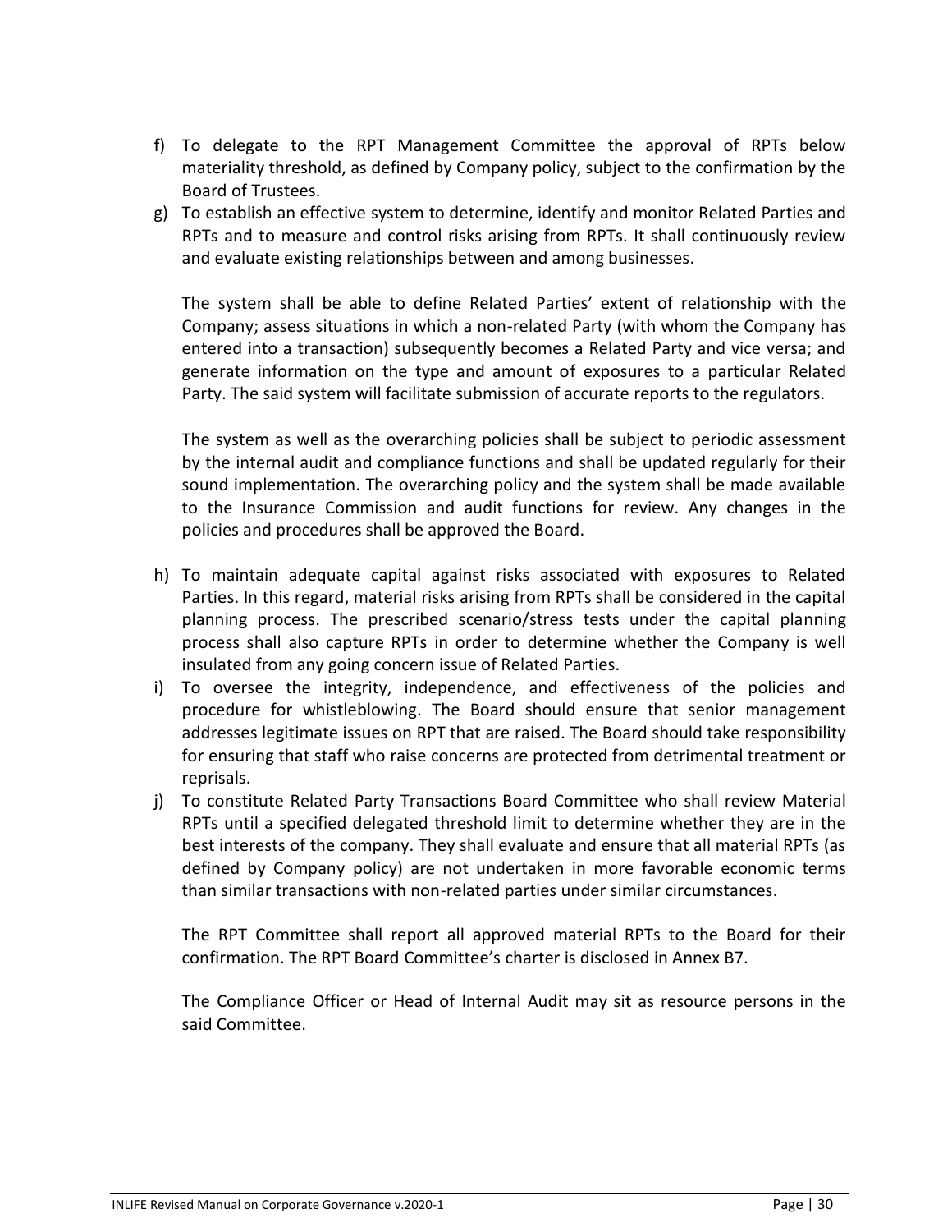f) To delegate to the RPT Management Committee the approval of RPTs below materiality threshold, as defined by Company policy, subject to the confirmation by the Board of Trustees.

g) To establish an effective system to determine, identify and monitor Related Parties and RPTs and to measure and control risks arising from RPTs. It shall continuously review and evaluate existing relationships between and among businesses.

   The system shall be able to define Related Parties' extent of relationship with the Company; assess situations in which a non-related Party (with whom the Company has entered into a transaction) subsequently becomes a Related Party and vice versa; and generate information on the type and amount of exposures to a particular Related Party. The said system will facilitate submission of accurate reports to the regulators.

   The system as well as the overarching policies shall be subject to periodic assessment by the internal audit and compliance functions and shall be updated regularly for their sound implementation. The overarching policy and the system shall be made available to the Insurance Commission and audit functions for review. Any changes in the policies and procedures shall be approved the Board.

h) To maintain adequate capital against risks associated with exposures to Related Parties. In this regard, material risks arising from RPTs shall be considered in the capital planning process. The prescribed scenario/stress tests under the capital planning process shall also capture RPTs in order to determine whether the Company is well insulated from any going concern issue of Related Parties.

i) To oversee the integrity, independence, and effectiveness of the policies and procedure for whistleblowing. The Board should ensure that senior management addresses legitimate issues on RPT that are raised. The Board should take responsibility for ensuring that staff who raise concerns are protected from detrimental treatment or reprisals.

j) To constitute Related Party Transactions Board Committee who shall review Material RPTs until a specified delegated threshold limit to determine whether they are in the best interests of the company. They shall evaluate and ensure that all material RPTs (as defined by Company policy) are not undertaken in more favorable economic terms than similar transactions with non-related parties under similar circumstances.

   The RPT Committee shall report all approved material RPTs to the Board for their confirmation. The RPT Board Committee's charter is disclosed in Annex B7.

   The Compliance Officer or Head of Internal Audit may sit as resource persons in the said Committee.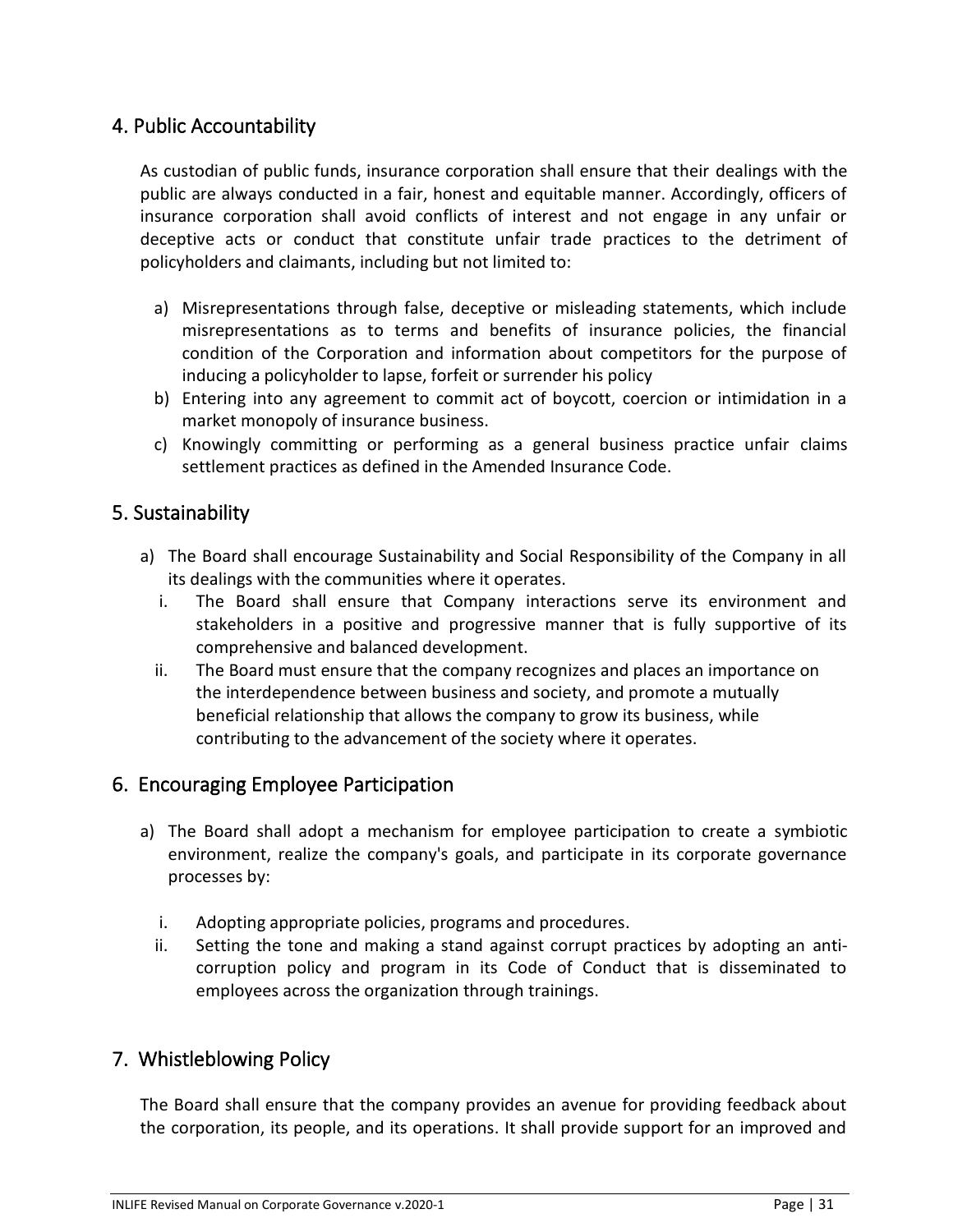## 4. Public Accountability

As custodian of public funds, insurance corporation shall ensure that their dealings with the public are always conducted in a fair, honest and equitable manner. Accordingly, officers of insurance corporation shall avoid conflicts of interest and not engage in any unfair or deceptive acts or conduct that constitute unfair trade practices to the detriment of policyholders and claimants, including but not limited to:

a) Misrepresentations through false, deceptive or misleading statements, which include misrepresentations as to terms and benefits of insurance policies, the financial condition of the Corporation and information about competitors for the purpose of inducing a policyholder to lapse, forfeit or surrender his policy
b) Entering into any agreement to commit act of boycott, coercion or intimidation in a market monopoly of insurance business.
c) Knowingly committing or performing as a general business practice unfair claims settlement practices as defined in the Amended Insurance Code.

## 5. Sustainability

a) The Board shall encourage Sustainability and Social Responsibility of the Company in all its dealings with the communities where it operates.
   i. The Board shall ensure that Company interactions serve its environment and stakeholders in a positive and progressive manner that is fully supportive of its comprehensive and balanced development.
   ii. The Board must ensure that the company recognizes and places an importance on the interdependence between business and society, and promote a mutually beneficial relationship that allows the company to grow its business, while contributing to the advancement of the society where it operates.

## 6. Encouraging Employee Participation

a) The Board shall adopt a mechanism for employee participation to create a symbiotic environment, realize the company's goals, and participate in its corporate governance processes by:

   i. Adopting appropriate policies, programs and procedures.
   ii. Setting the tone and making a stand against corrupt practices by adopting an anti-corruption policy and program in its Code of Conduct that is disseminated to employees across the organization through trainings.

## 7. Whistleblowing Policy

The Board shall ensure that the company provides an avenue for providing feedback about the corporation, its people, and its operations. It shall provide support for an improved and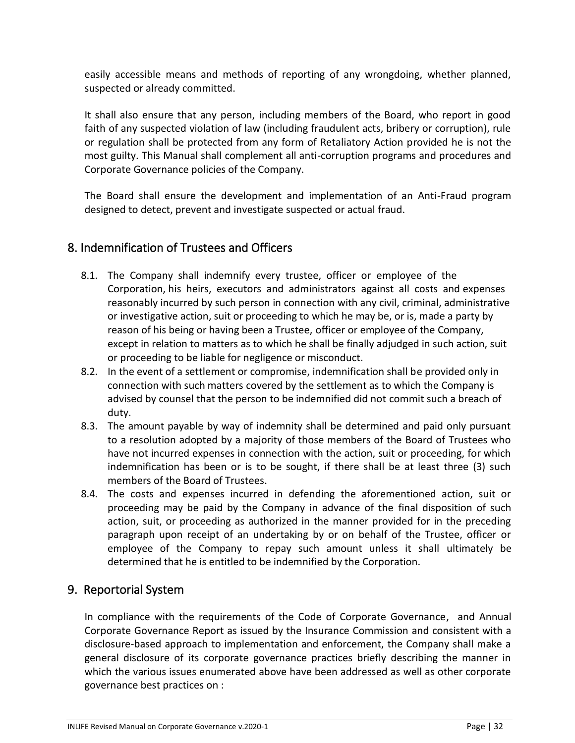easily accessible means and methods of reporting of any wrongdoing, whether planned, suspected or already committed.

It shall also ensure that any person, including members of the Board, who report in good faith of any suspected violation of law (including fraudulent acts, bribery or corruption), rule or regulation shall be protected from any form of Retaliatory Action provided he is not the most guilty. This Manual shall complement all anti-corruption programs and procedures and Corporate Governance policies of the Company.

The Board shall ensure the development and implementation of an Anti-Fraud program designed to detect, prevent and investigate suspected or actual fraud.

## 8. Indemnification of Trustees and Officers

8.1. The Company shall indemnify every trustee, officer or employee of the Corporation, his heirs, executors and administrators against all costs and expenses reasonably incurred by such person in connection with any civil, criminal, administrative or investigative action, suit or proceeding to which he may be, or is, made a party by reason of his being or having been a Trustee, officer or employee of the Company, except in relation to matters as to which he shall be finally adjudged in such action, suit or proceeding to be liable for negligence or misconduct.

8.2. In the event of a settlement or compromise, indemnification shall be provided only in connection with such matters covered by the settlement as to which the Company is advised by counsel that the person to be indemnified did not commit such a breach of duty.

8.3. The amount payable by way of indemnity shall be determined and paid only pursuant to a resolution adopted by a majority of those members of the Board of Trustees who have not incurred expenses in connection with the action, suit or proceeding, for which indemnification has been or is to be sought, if there shall be at least three (3) such members of the Board of Trustees.

8.4. The costs and expenses incurred in defending the aforementioned action, suit or proceeding may be paid by the Company in advance of the final disposition of such action, suit, or proceeding as authorized in the manner provided for in the preceding paragraph upon receipt of an undertaking by or on behalf of the Trustee, officer or employee of the Company to repay such amount unless it shall ultimately be determined that he is entitled to be indemnified by the Corporation.

## 9. Reportorial System

In compliance with the requirements of the Code of Corporate Governance, and Annual Corporate Governance Report as issued by the Insurance Commission and consistent with a disclosure-based approach to implementation and enforcement, the Company shall make a general disclosure of its corporate governance practices briefly describing the manner in which the various issues enumerated above have been addressed as well as other corporate governance best practices on :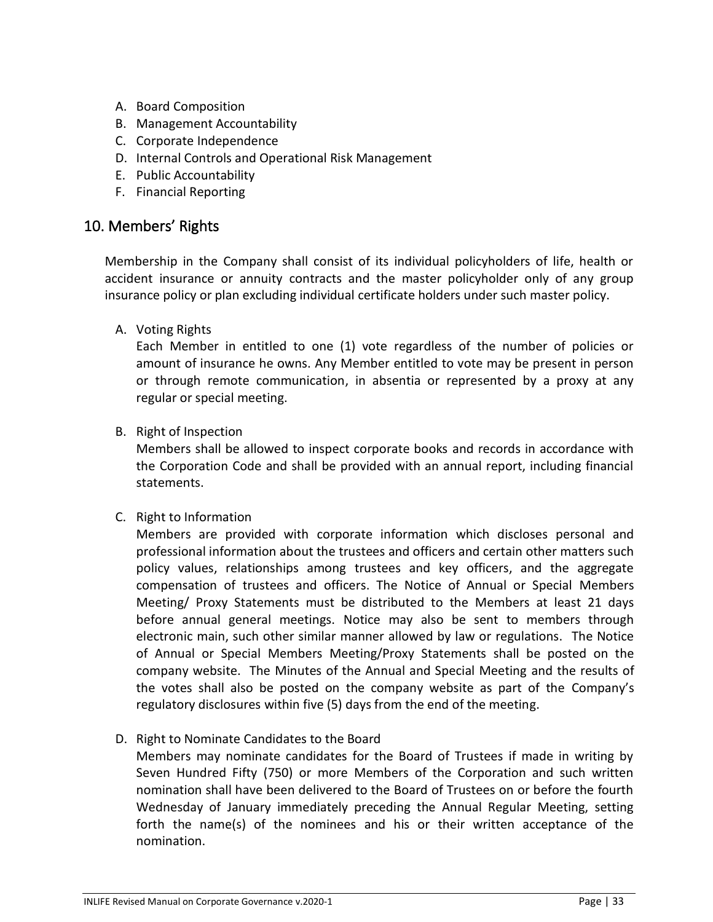A. Board Composition
B. Management Accountability
C. Corporate Independence
D. Internal Controls and Operational Risk Management
E. Public Accountability
F. Financial Reporting

## 10. Members' Rights

Membership in the Company shall consist of its individual policyholders of life, health or accident insurance or annuity contracts and the master policyholder only of any group insurance policy or plan excluding individual certificate holders under such master policy.

A. Voting Rights
   Each Member in entitled to one (1) vote regardless of the number of policies or amount of insurance he owns. Any Member entitled to vote may be present in person or through remote communication, in absentia or represented by a proxy at any regular or special meeting.

B. Right of Inspection
   Members shall be allowed to inspect corporate books and records in accordance with the Corporation Code and shall be provided with an annual report, including financial statements.

C. Right to Information
   Members are provided with corporate information which discloses personal and professional information about the trustees and officers and certain other matters such policy values, relationships among trustees and key officers, and the aggregate compensation of trustees and officers. The Notice of Annual or Special Members Meeting/ Proxy Statements must be distributed to the Members at least 21 days before annual general meetings. Notice may also be sent to members through electronic main, such other similar manner allowed by law or regulations. The Notice of Annual or Special Members Meeting/Proxy Statements shall be posted on the company website. The Minutes of the Annual and Special Meeting and the results of the votes shall also be posted on the company website as part of the Company's regulatory disclosures within five (5) days from the end of the meeting.

D. Right to Nominate Candidates to the Board
   Members may nominate candidates for the Board of Trustees if made in writing by Seven Hundred Fifty (750) or more Members of the Corporation and such written nomination shall have been delivered to the Board of Trustees on or before the fourth Wednesday of January immediately preceding the Annual Regular Meeting, setting forth the name(s) of the nominees and his or their written acceptance of the nomination.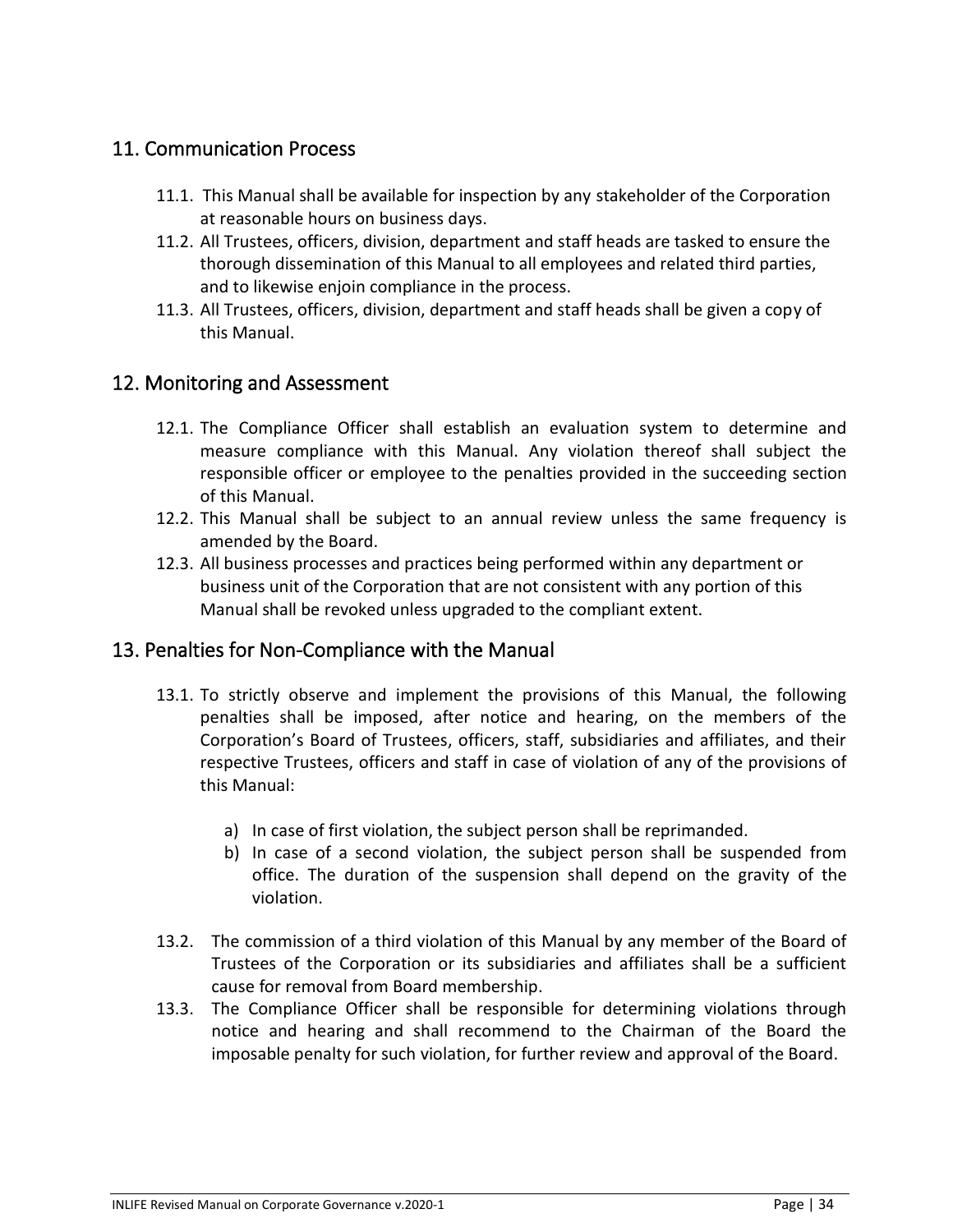## 11. Communication Process

11.1. This Manual shall be available for inspection by any stakeholder of the Corporation at reasonable hours on business days.

11.2. All Trustees, officers, division, department and staff heads are tasked to ensure the thorough dissemination of this Manual to all employees and related third parties, and to likewise enjoin compliance in the process.

11.3. All Trustees, officers, division, department and staff heads shall be given a copy of this Manual.

## 12. Monitoring and Assessment

12.1. The Compliance Officer shall establish an evaluation system to determine and measure compliance with this Manual. Any violation thereof shall subject the responsible officer or employee to the penalties provided in the succeeding section of this Manual.

12.2. This Manual shall be subject to an annual review unless the same frequency is amended by the Board.

12.3. All business processes and practices being performed within any department or business unit of the Corporation that are not consistent with any portion of this Manual shall be revoked unless upgraded to the compliant extent.

## 13. Penalties for Non-Compliance with the Manual

13.1. To strictly observe and implement the provisions of this Manual, the following penalties shall be imposed, after notice and hearing, on the members of the Corporation's Board of Trustees, officers, staff, subsidiaries and affiliates, and their respective Trustees, officers and staff in case of violation of any of the provisions of this Manual:

a) In case of first violation, the subject person shall be reprimanded.

b) In case of a second violation, the subject person shall be suspended from office. The duration of the suspension shall depend on the gravity of the violation.

13.2. The commission of a third violation of this Manual by any member of the Board of Trustees of the Corporation or its subsidiaries and affiliates shall be a sufficient cause for removal from Board membership.

13.3. The Compliance Officer shall be responsible for determining violations through notice and hearing and shall recommend to the Chairman of the Board the imposable penalty for such violation, for further review and approval of the Board.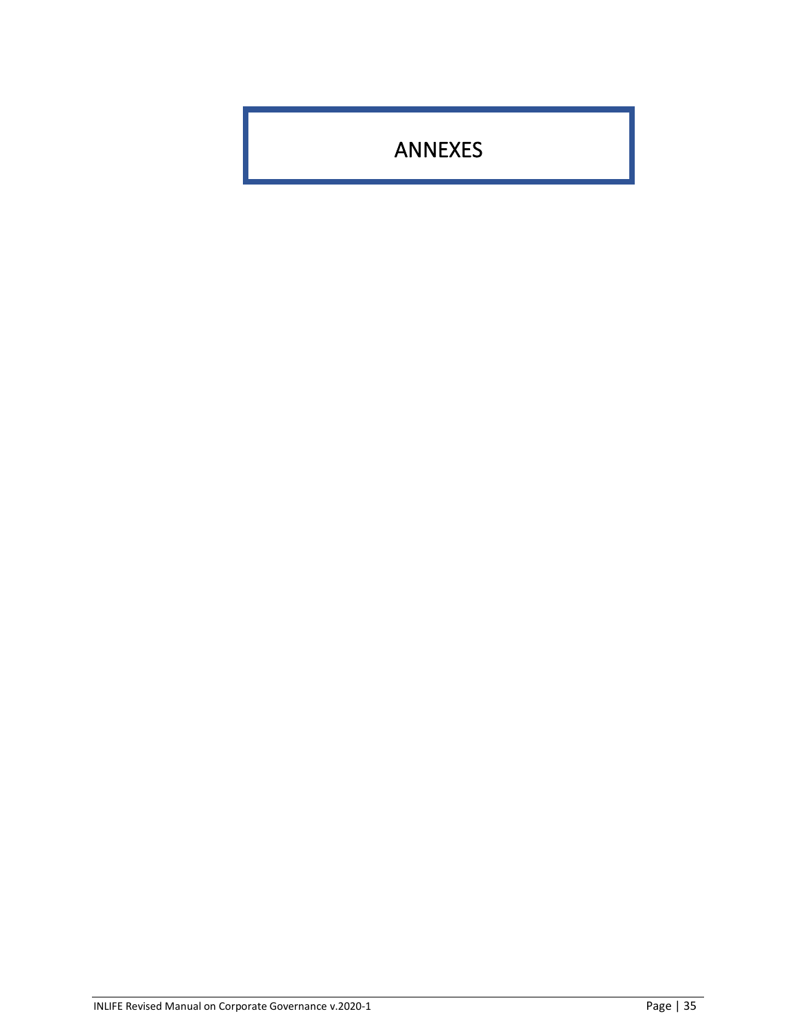# ANNEXES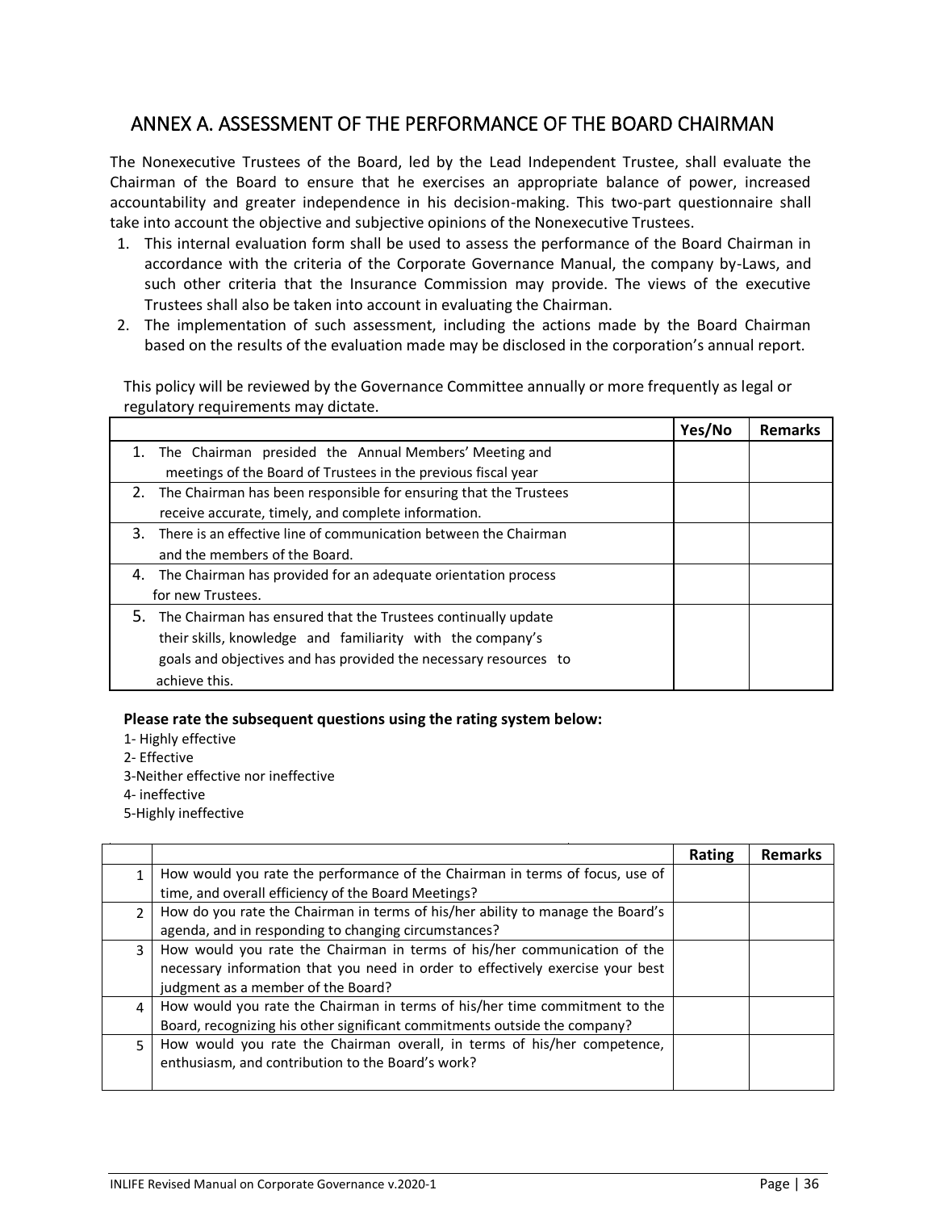## ANNEX A. ASSESSMENT OF THE PERFORMANCE OF THE BOARD CHAIRMAN

The Nonexecutive Trustees of the Board, led by the Lead Independent Trustee, shall evaluate the Chairman of the Board to ensure that he exercises an appropriate balance of power, increased accountability and greater independence in his decision-making. This two-part questionnaire shall take into account the objective and subjective opinions of the Nonexecutive Trustees.

1. This internal evaluation form shall be used to assess the performance of the Board Chairman in accordance with the criteria of the Corporate Governance Manual, the company by-Laws, and such other criteria that the Insurance Commission may provide. The views of the executive Trustees shall also be taken into account in evaluating the Chairman.
2. The implementation of such assessment, including the actions made by the Board Chairman based on the results of the evaluation made may be disclosed in the corporation's annual report.

This policy will be reviewed by the Governance Committee annually or more frequently as legal or regulatory requirements may dictate.

| | Yes/No | Remarks |
|---|---|---|
| 1. The Chairman presided the Annual Members' Meeting and meetings of the Board of Trustees in the previous fiscal year | | |
| 2. The Chairman has been responsible for ensuring that the Trustees receive accurate, timely, and complete information. | | |
| 3. There is an effective line of communication between the Chairman and the members of the Board. | | |
| 4. The Chairman has provided for an adequate orientation process for new Trustees. | | |
| 5. The Chairman has ensured that the Trustees continually update their skills, knowledge and familiarity with the company's goals and objectives and has provided the necessary resources to achieve this. | | |

**Please rate the subsequent questions using the rating system below:**

1- Highly effective
2- Effective
3-Neither effective nor ineffective
4- ineffective
5-Highly ineffective

| | | Rating | Remarks |
|---|---|---|---|
| 1 | How would you rate the performance of the Chairman in terms of focus, use of time, and overall efficiency of the Board Meetings? | | |
| 2 | How do you rate the Chairman in terms of his/her ability to manage the Board's agenda, and in responding to changing circumstances? | | |
| 3 | How would you rate the Chairman in terms of his/her communication of the necessary information that you need in order to effectively exercise your best judgment as a member of the Board? | | |
| 4 | How would you rate the Chairman in terms of his/her time commitment to the Board, recognizing his other significant commitments outside the company? | | |
| 5 | How would you rate the Chairman overall, in terms of his/her competence, enthusiasm, and contribution to the Board's work? | | |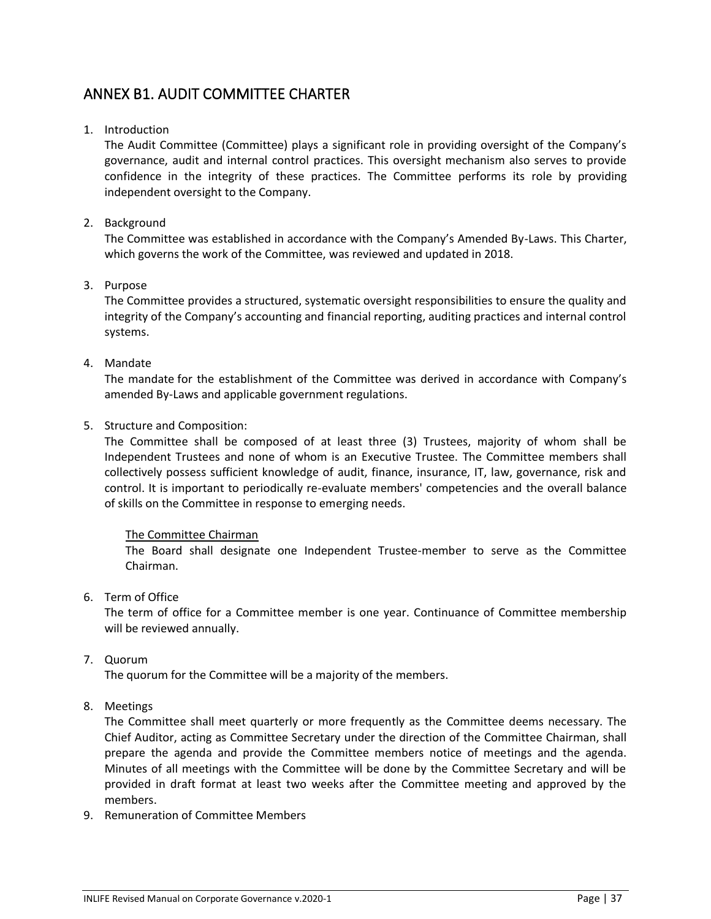## ANNEX B1. AUDIT COMMITTEE CHARTER

1. Introduction
   The Audit Committee (Committee) plays a significant role in providing oversight of the Company's governance, audit and internal control practices. This oversight mechanism also serves to provide confidence in the integrity of these practices. The Committee performs its role by providing independent oversight to the Company.

2. Background
   The Committee was established in accordance with the Company's Amended By-Laws. This Charter, which governs the work of the Committee, was reviewed and updated in 2018.

3. Purpose
   The Committee provides a structured, systematic oversight responsibilities to ensure the quality and integrity of the Company's accounting and financial reporting, auditing practices and internal control systems.

4. Mandate
   The mandate for the establishment of the Committee was derived in accordance with Company's amended By-Laws and applicable government regulations.

5. Structure and Composition:
   The Committee shall be composed of at least three (3) Trustees, majority of whom shall be Independent Trustees and none of whom is an Executive Trustee. The Committee members shall collectively possess sufficient knowledge of audit, finance, insurance, IT, law, governance, risk and control. It is important to periodically re-evaluate members' competencies and the overall balance of skills on the Committee in response to emerging needs.

   The Committee Chairman

   The Board shall designate one Independent Trustee-member to serve as the Committee Chairman.

6. Term of Office
   The term of office for a Committee member is one year. Continuance of Committee membership will be reviewed annually.

7. Quorum
   The quorum for the Committee will be a majority of the members.

8. Meetings
   The Committee shall meet quarterly or more frequently as the Committee deems necessary. The Chief Auditor, acting as Committee Secretary under the direction of the Committee Chairman, shall prepare the agenda and provide the Committee members notice of meetings and the agenda. Minutes of all meetings with the Committee will be done by the Committee Secretary and will be provided in draft format at least two weeks after the Committee meeting and approved by the members.

9. Remuneration of Committee Members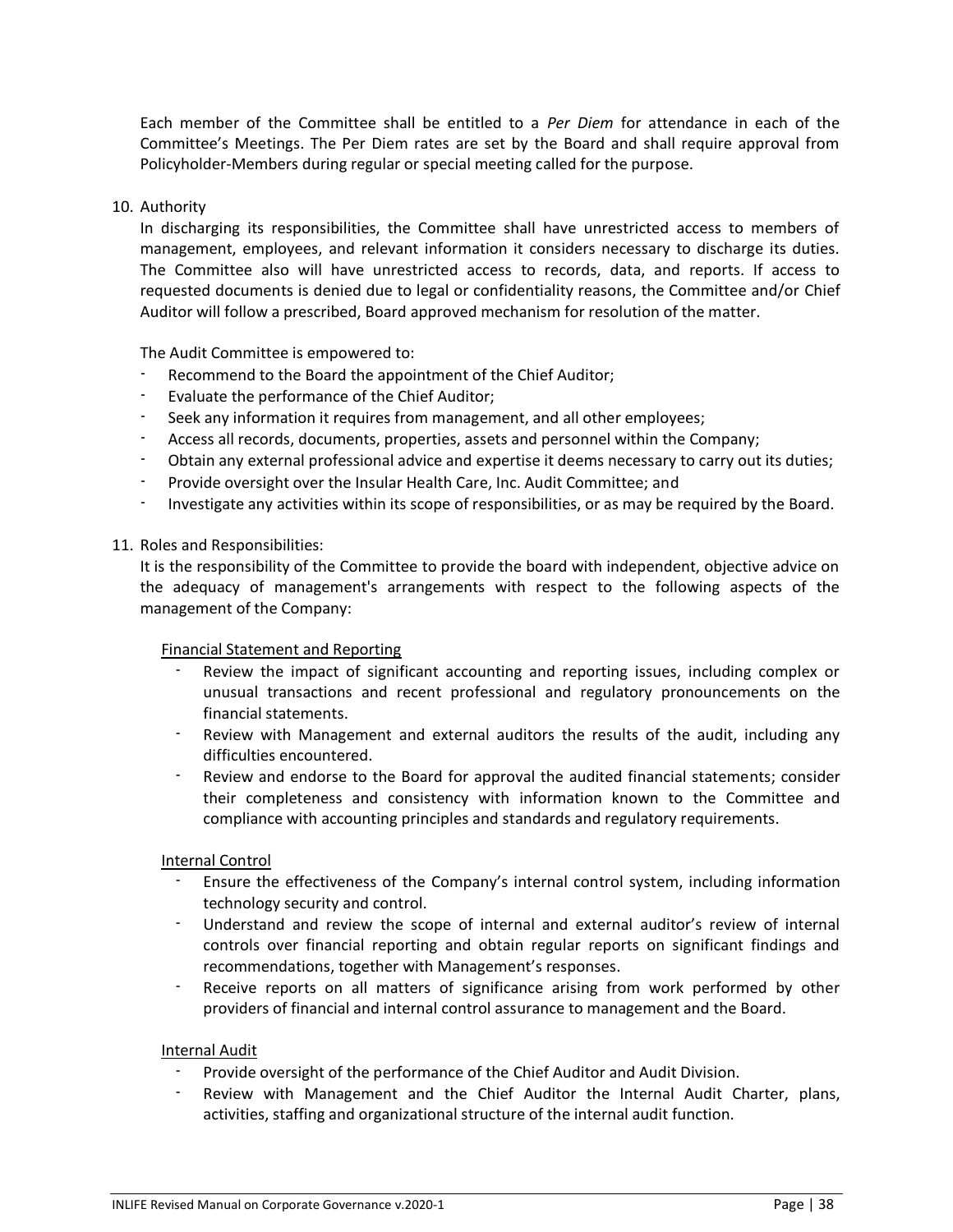Each member of the Committee shall be entitled to a *Per Diem* for attendance in each of the Committee's Meetings. The Per Diem rates are set by the Board and shall require approval from Policyholder-Members during regular or special meeting called for the purpose.

10. Authority

In discharging its responsibilities, the Committee shall have unrestricted access to members of management, employees, and relevant information it considers necessary to discharge its duties. The Committee also will have unrestricted access to records, data, and reports. If access to requested documents is denied due to legal or confidentiality reasons, the Committee and/or Chief Auditor will follow a prescribed, Board approved mechanism for resolution of the matter.

The Audit Committee is empowered to:

- Recommend to the Board the appointment of the Chief Auditor;
- Evaluate the performance of the Chief Auditor;
- Seek any information it requires from management, and all other employees;
- Access all records, documents, properties, assets and personnel within the Company;
- Obtain any external professional advice and expertise it deems necessary to carry out its duties;
- Provide oversight over the Insular Health Care, Inc. Audit Committee; and
- Investigate any activities within its scope of responsibilities, or as may be required by the Board.

11. Roles and Responsibilities:

It is the responsibility of the Committee to provide the board with independent, objective advice on the adequacy of management's arrangements with respect to the following aspects of the management of the Company:

<u>Financial Statement and Reporting</u>

- Review the impact of significant accounting and reporting issues, including complex or unusual transactions and recent professional and regulatory pronouncements on the financial statements.
- Review with Management and external auditors the results of the audit, including any difficulties encountered.
- Review and endorse to the Board for approval the audited financial statements; consider their completeness and consistency with information known to the Committee and compliance with accounting principles and standards and regulatory requirements.

<u>Internal Control</u>

- Ensure the effectiveness of the Company's internal control system, including information technology security and control.
- Understand and review the scope of internal and external auditor's review of internal controls over financial reporting and obtain regular reports on significant findings and recommendations, together with Management's responses.
- Receive reports on all matters of significance arising from work performed by other providers of financial and internal control assurance to management and the Board.

<u>Internal Audit</u>

- Provide oversight of the performance of the Chief Auditor and Audit Division.
- Review with Management and the Chief Auditor the Internal Audit Charter, plans, activities, staffing and organizational structure of the internal audit function.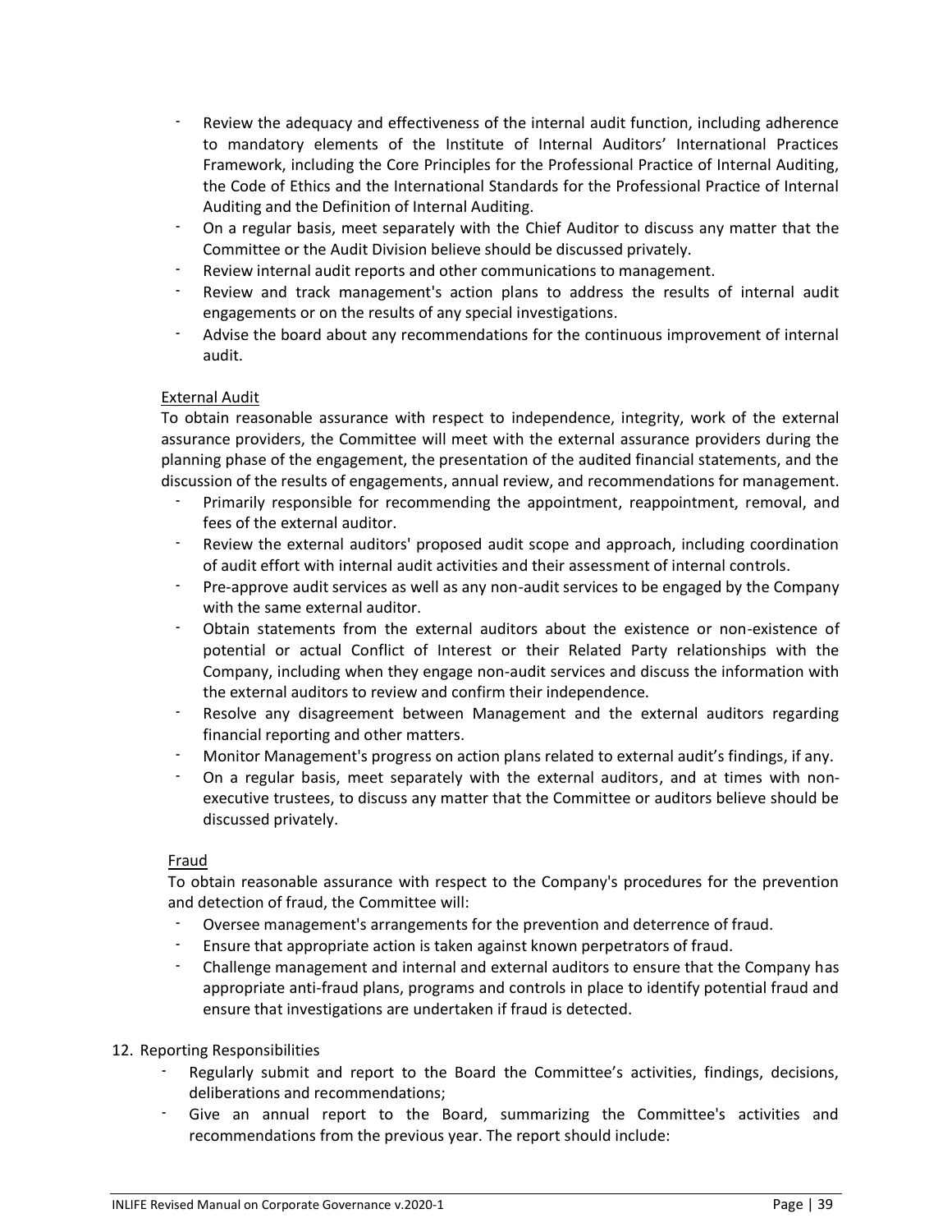- Review the adequacy and effectiveness of the internal audit function, including adherence to mandatory elements of the Institute of Internal Auditors' International Practices Framework, including the Core Principles for the Professional Practice of Internal Auditing, the Code of Ethics and the International Standards for the Professional Practice of Internal Auditing and the Definition of Internal Auditing.
- On a regular basis, meet separately with the Chief Auditor to discuss any matter that the Committee or the Audit Division believe should be discussed privately.
- Review internal audit reports and other communications to management.
- Review and track management's action plans to address the results of internal audit engagements or on the results of any special investigations.
- Advise the board about any recommendations for the continuous improvement of internal audit.

External Audit

To obtain reasonable assurance with respect to independence, integrity, work of the external assurance providers, the Committee will meet with the external assurance providers during the planning phase of the engagement, the presentation of the audited financial statements, and the discussion of the results of engagements, annual review, and recommendations for management.

- Primarily responsible for recommending the appointment, reappointment, removal, and fees of the external auditor.
- Review the external auditors' proposed audit scope and approach, including coordination of audit effort with internal audit activities and their assessment of internal controls.
- Pre-approve audit services as well as any non-audit services to be engaged by the Company with the same external auditor.
- Obtain statements from the external auditors about the existence or non-existence of potential or actual Conflict of Interest or their Related Party relationships with the Company, including when they engage non-audit services and discuss the information with the external auditors to review and confirm their independence.
- Resolve any disagreement between Management and the external auditors regarding financial reporting and other matters.
- Monitor Management's progress on action plans related to external audit's findings, if any.
- On a regular basis, meet separately with the external auditors, and at times with non-executive trustees, to discuss any matter that the Committee or auditors believe should be discussed privately.

Fraud

To obtain reasonable assurance with respect to the Company's procedures for the prevention and detection of fraud, the Committee will:

- Oversee management's arrangements for the prevention and deterrence of fraud.
- Ensure that appropriate action is taken against known perpetrators of fraud.
- Challenge management and internal and external auditors to ensure that the Company has appropriate anti-fraud plans, programs and controls in place to identify potential fraud and ensure that investigations are undertaken if fraud is detected.

12. Reporting Responsibilities
    - Regularly submit and report to the Board the Committee's activities, findings, decisions, deliberations and recommendations;
    - Give an annual report to the Board, summarizing the Committee's activities and recommendations from the previous year. The report should include: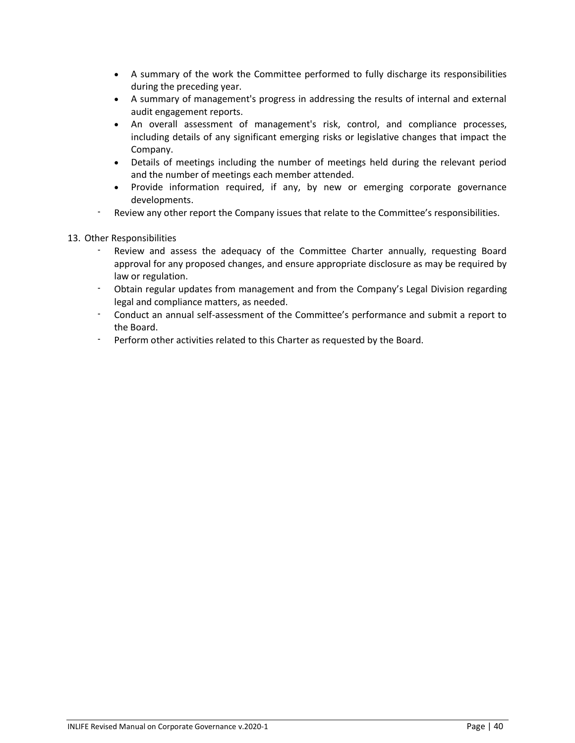- A summary of the work the Committee performed to fully discharge its responsibilities during the preceding year.
- A summary of management's progress in addressing the results of internal and external audit engagement reports.
- An overall assessment of management's risk, control, and compliance processes, including details of any significant emerging risks or legislative changes that impact the Company.
- Details of meetings including the number of meetings held during the relevant period and the number of meetings each member attended.
- Provide information required, if any, by new or emerging corporate governance developments.

- Review any other report the Company issues that relate to the Committee's responsibilities.

13. Other Responsibilities
    - Review and assess the adequacy of the Committee Charter annually, requesting Board approval for any proposed changes, and ensure appropriate disclosure as may be required by law or regulation.
    - Obtain regular updates from management and from the Company's Legal Division regarding legal and compliance matters, as needed.
    - Conduct an annual self-assessment of the Committee's performance and submit a report to the Board.
    - Perform other activities related to this Charter as requested by the Board.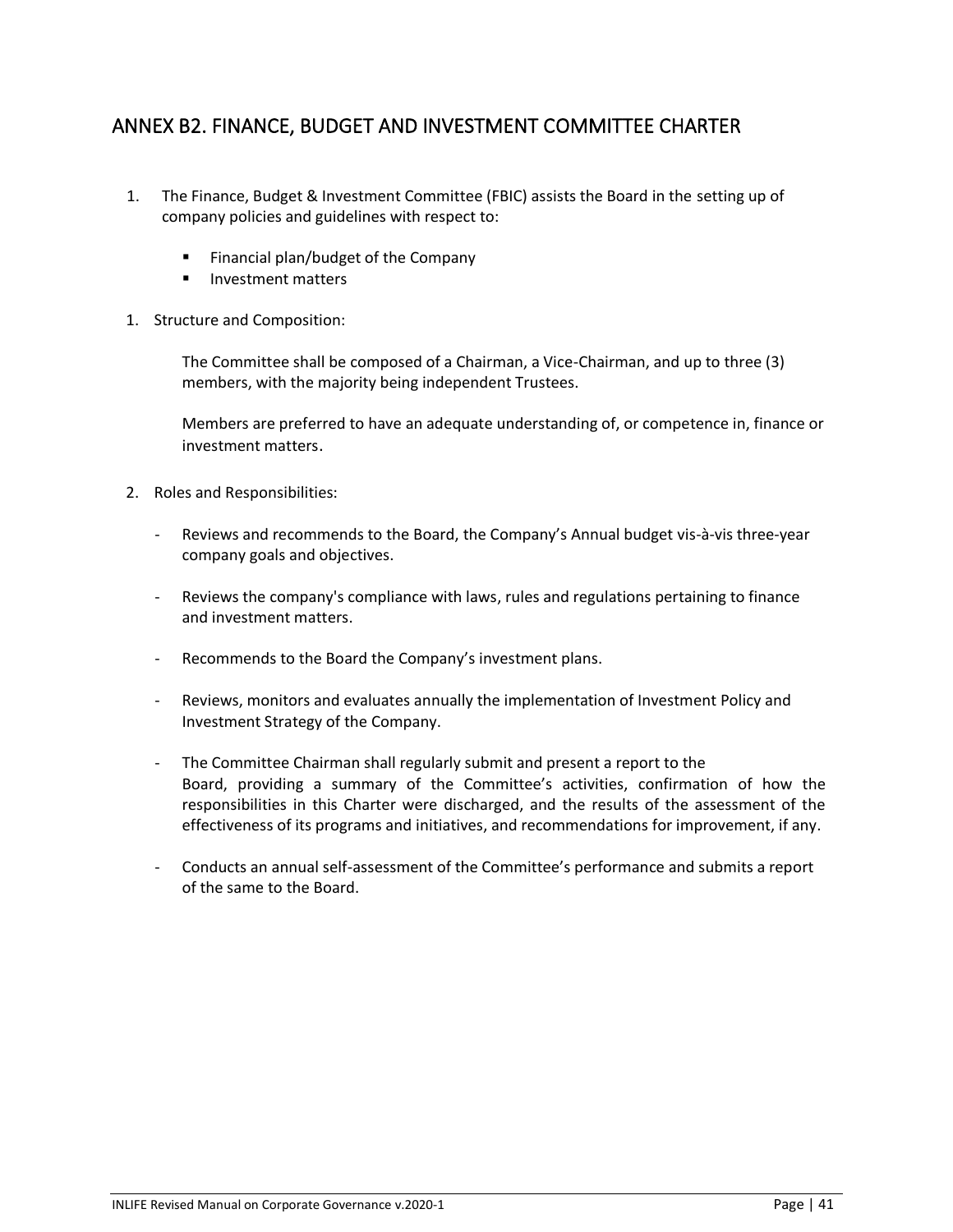## ANNEX B2. FINANCE, BUDGET AND INVESTMENT COMMITTEE CHARTER

1. The Finance, Budget & Investment Committee (FBIC) assists the Board in the setting up of company policies and guidelines with respect to:

   - Financial plan/budget of the Company
   - Investment matters

1. Structure and Composition:

   The Committee shall be composed of a Chairman, a Vice-Chairman, and up to three (3) members, with the majority being independent Trustees.

   Members are preferred to have an adequate understanding of, or competence in, finance or investment matters.

2. Roles and Responsibilities:

   - Reviews and recommends to the Board, the Company's Annual budget vis-à-vis three-year company goals and objectives.

   - Reviews the company's compliance with laws, rules and regulations pertaining to finance and investment matters.

   - Recommends to the Board the Company's investment plans.

   - Reviews, monitors and evaluates annually the implementation of Investment Policy and Investment Strategy of the Company.

   - The Committee Chairman shall regularly submit and present a report to the Board, providing a summary of the Committee's activities, confirmation of how the responsibilities in this Charter were discharged, and the results of the assessment of the effectiveness of its programs and initiatives, and recommendations for improvement, if any.

   - Conducts an annual self-assessment of the Committee's performance and submits a report of the same to the Board.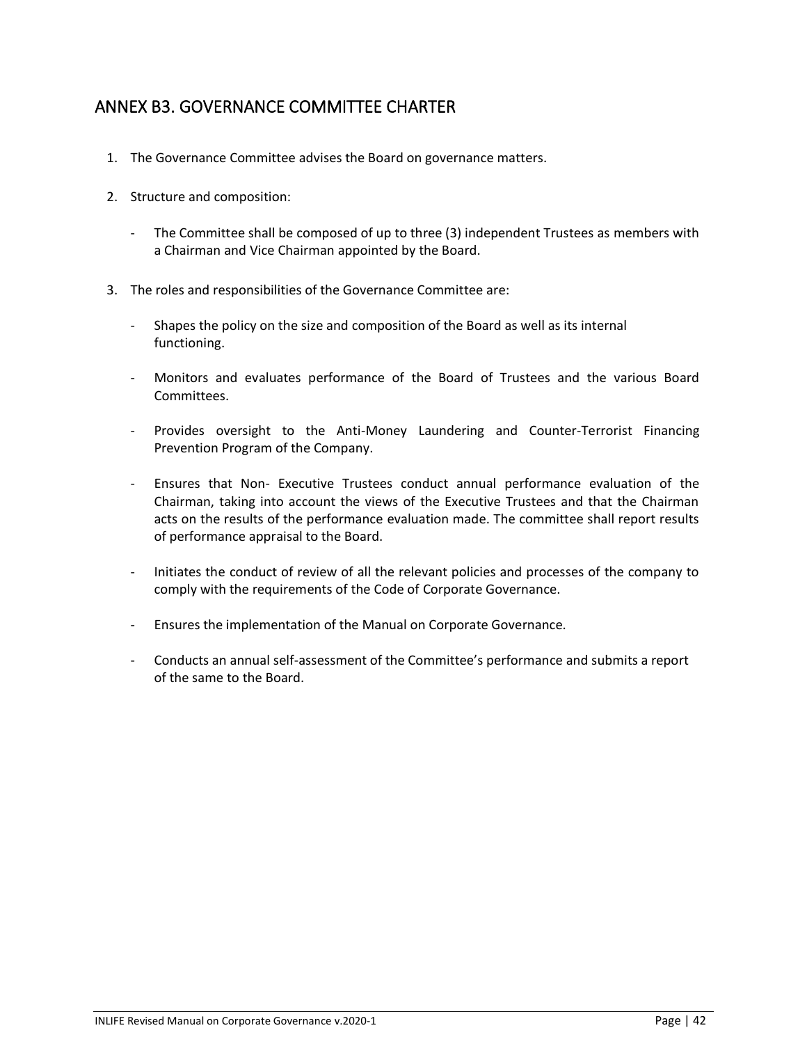## ANNEX B3. GOVERNANCE COMMITTEE CHARTER

1. The Governance Committee advises the Board on governance matters.

2. Structure and composition:

   - The Committee shall be composed of up to three (3) independent Trustees as members with a Chairman and Vice Chairman appointed by the Board.

3. The roles and responsibilities of the Governance Committee are:

   - Shapes the policy on the size and composition of the Board as well as its internal functioning.

   - Monitors and evaluates performance of the Board of Trustees and the various Board Committees.

   - Provides oversight to the Anti-Money Laundering and Counter-Terrorist Financing Prevention Program of the Company.

   - Ensures that Non- Executive Trustees conduct annual performance evaluation of the Chairman, taking into account the views of the Executive Trustees and that the Chairman acts on the results of the performance evaluation made. The committee shall report results of performance appraisal to the Board.

   - Initiates the conduct of review of all the relevant policies and processes of the company to comply with the requirements of the Code of Corporate Governance.

   - Ensures the implementation of the Manual on Corporate Governance.

   - Conducts an annual self-assessment of the Committee's performance and submits a report of the same to the Board.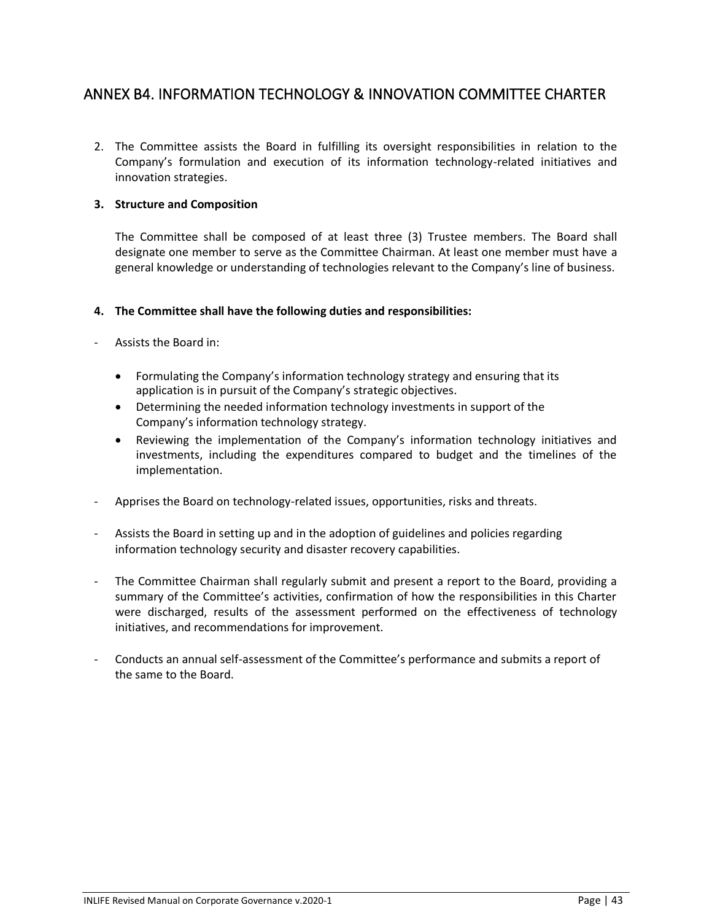## ANNEX B4. INFORMATION TECHNOLOGY & INNOVATION COMMITTEE CHARTER

2. The Committee assists the Board in fulfilling its oversight responsibilities in relation to the Company's formulation and execution of its information technology-related initiatives and innovation strategies.

3. **Structure and Composition**

   The Committee shall be composed of at least three (3) Trustee members. The Board shall designate one member to serve as the Committee Chairman. At least one member must have a general knowledge or understanding of technologies relevant to the Company's line of business.

4. **The Committee shall have the following duties and responsibilities:**

- Assists the Board in:
  - Formulating the Company's information technology strategy and ensuring that its application is in pursuit of the Company's strategic objectives.
  - Determining the needed information technology investments in support of the Company's information technology strategy.
  - Reviewing the implementation of the Company's information technology initiatives and investments, including the expenditures compared to budget and the timelines of the implementation.
- Apprises the Board on technology-related issues, opportunities, risks and threats.
- Assists the Board in setting up and in the adoption of guidelines and policies regarding information technology security and disaster recovery capabilities.
- The Committee Chairman shall regularly submit and present a report to the Board, providing a summary of the Committee's activities, confirmation of how the responsibilities in this Charter were discharged, results of the assessment performed on the effectiveness of technology initiatives, and recommendations for improvement.
- Conducts an annual self-assessment of the Committee's performance and submits a report of the same to the Board.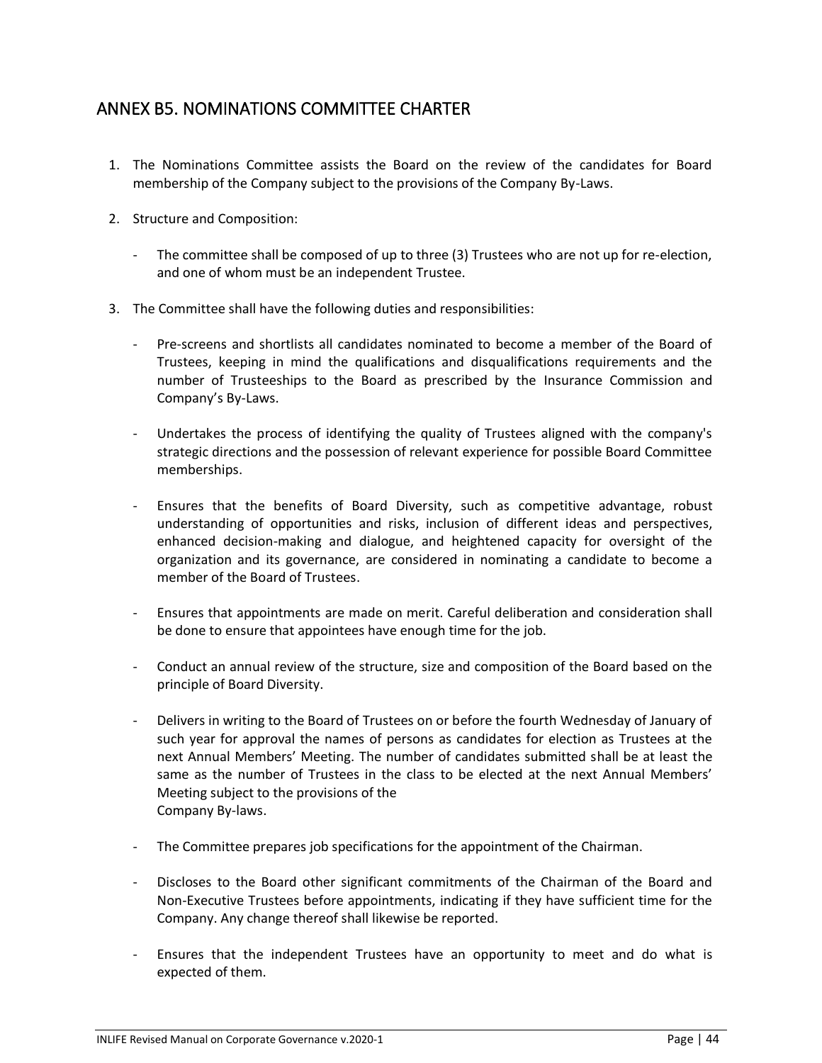## ANNEX B5. NOMINATIONS COMMITTEE CHARTER

1. The Nominations Committee assists the Board on the review of the candidates for Board membership of the Company subject to the provisions of the Company By-Laws.

2. Structure and Composition:

   - The committee shall be composed of up to three (3) Trustees who are not up for re-election, and one of whom must be an independent Trustee.

3. The Committee shall have the following duties and responsibilities:

   - Pre-screens and shortlists all candidates nominated to become a member of the Board of Trustees, keeping in mind the qualifications and disqualifications requirements and the number of Trusteeships to the Board as prescribed by the Insurance Commission and Company's By-Laws.

   - Undertakes the process of identifying the quality of Trustees aligned with the company's strategic directions and the possession of relevant experience for possible Board Committee memberships.

   - Ensures that the benefits of Board Diversity, such as competitive advantage, robust understanding of opportunities and risks, inclusion of different ideas and perspectives, enhanced decision-making and dialogue, and heightened capacity for oversight of the organization and its governance, are considered in nominating a candidate to become a member of the Board of Trustees.

   - Ensures that appointments are made on merit. Careful deliberation and consideration shall be done to ensure that appointees have enough time for the job.

   - Conduct an annual review of the structure, size and composition of the Board based on the principle of Board Diversity.

   - Delivers in writing to the Board of Trustees on or before the fourth Wednesday of January of such year for approval the names of persons as candidates for election as Trustees at the next Annual Members' Meeting. The number of candidates submitted shall be at least the same as the number of Trustees in the class to be elected at the next Annual Members' Meeting subject to the provisions of the Company By-laws.

   - The Committee prepares job specifications for the appointment of the Chairman.

   - Discloses to the Board other significant commitments of the Chairman of the Board and Non-Executive Trustees before appointments, indicating if they have sufficient time for the Company. Any change thereof shall likewise be reported.

   - Ensures that the independent Trustees have an opportunity to meet and do what is expected of them.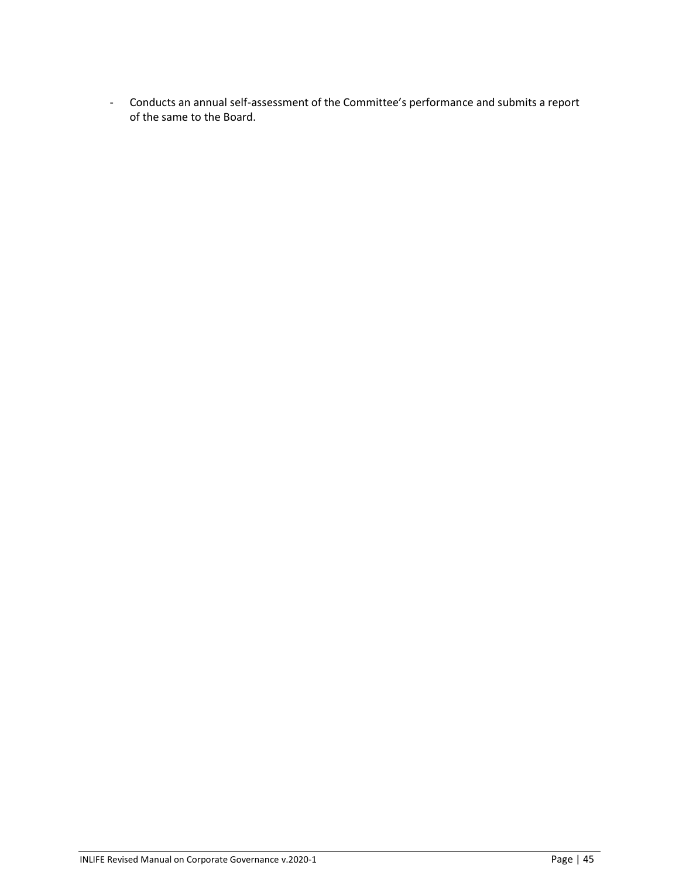- Conducts an annual self-assessment of the Committee's performance and submits a report of the same to the Board.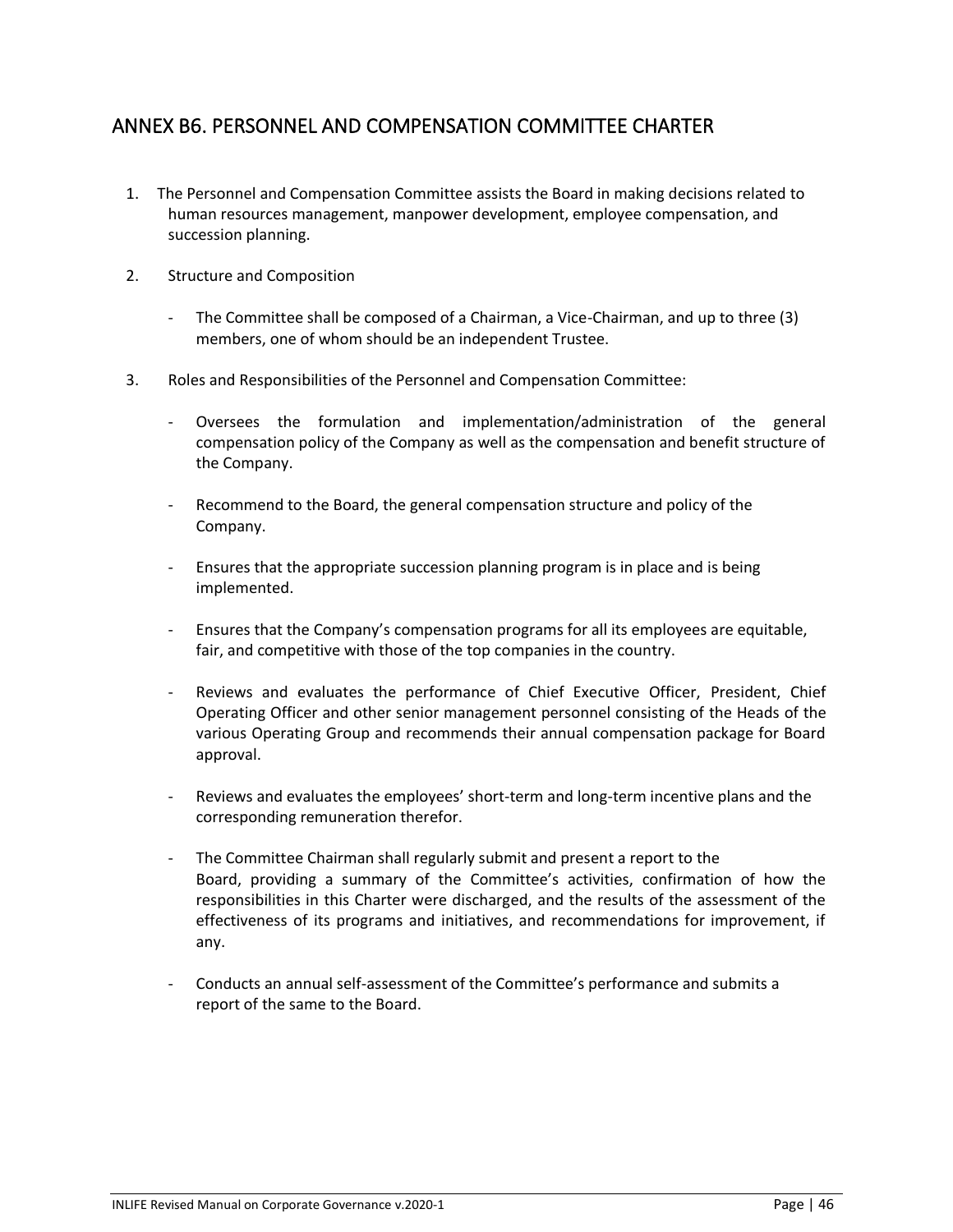## ANNEX B6. PERSONNEL AND COMPENSATION COMMITTEE CHARTER

1. The Personnel and Compensation Committee assists the Board in making decisions related to human resources management, manpower development, employee compensation, and succession planning.

2. Structure and Composition

   - The Committee shall be composed of a Chairman, a Vice-Chairman, and up to three (3) members, one of whom should be an independent Trustee.

3. Roles and Responsibilities of the Personnel and Compensation Committee:

   - Oversees the formulation and implementation/administration of the general compensation policy of the Company as well as the compensation and benefit structure of the Company.

   - Recommend to the Board, the general compensation structure and policy of the Company.

   - Ensures that the appropriate succession planning program is in place and is being implemented.

   - Ensures that the Company's compensation programs for all its employees are equitable, fair, and competitive with those of the top companies in the country.

   - Reviews and evaluates the performance of Chief Executive Officer, President, Chief Operating Officer and other senior management personnel consisting of the Heads of the various Operating Group and recommends their annual compensation package for Board approval.

   - Reviews and evaluates the employees' short-term and long-term incentive plans and the corresponding remuneration therefor.

   - The Committee Chairman shall regularly submit and present a report to the Board, providing a summary of the Committee's activities, confirmation of how the responsibilities in this Charter were discharged, and the results of the assessment of the effectiveness of its programs and initiatives, and recommendations for improvement, if any.

   - Conducts an annual self-assessment of the Committee's performance and submits a report of the same to the Board.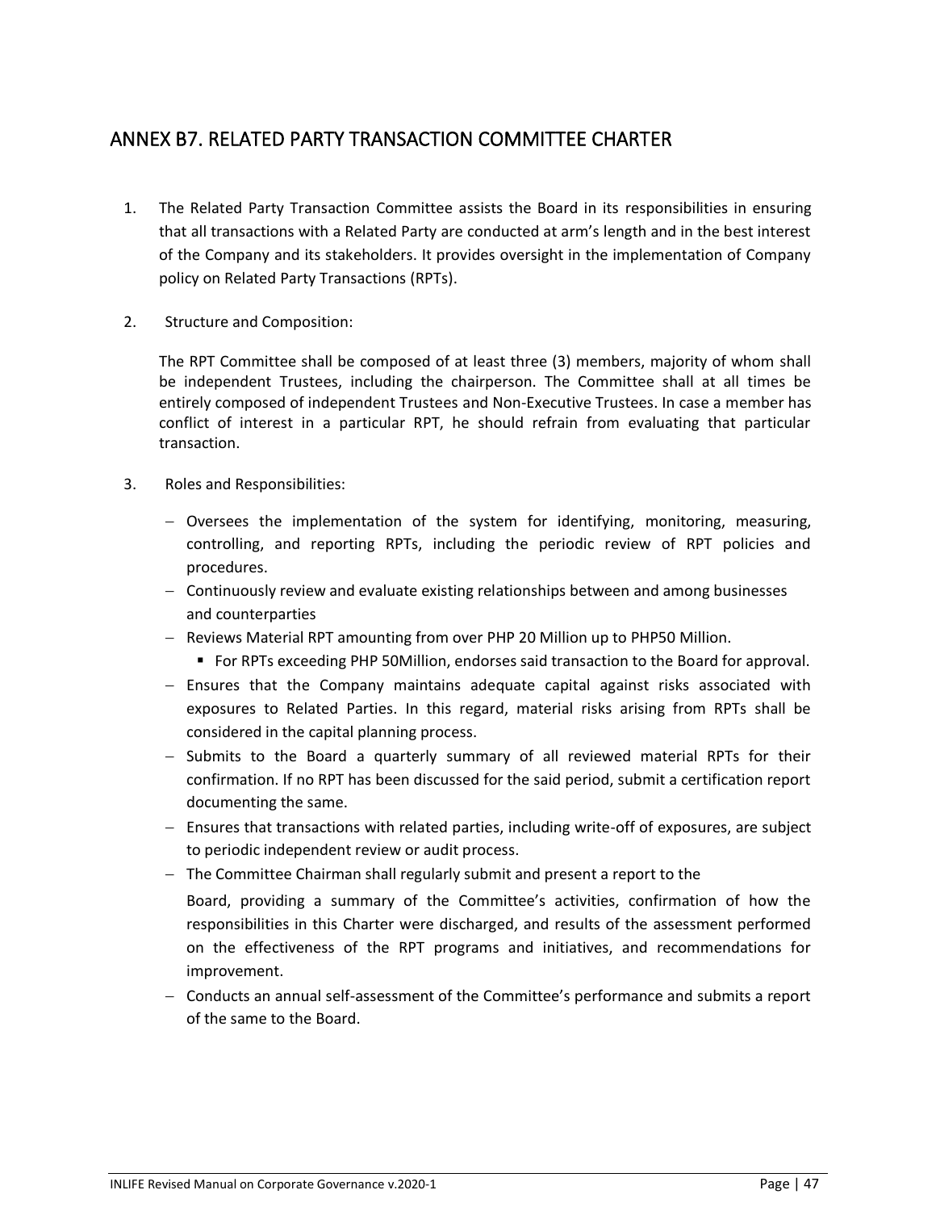## ANNEX B7. RELATED PARTY TRANSACTION COMMITTEE CHARTER

1. The Related Party Transaction Committee assists the Board in its responsibilities in ensuring that all transactions with a Related Party are conducted at arm's length and in the best interest of the Company and its stakeholders. It provides oversight in the implementation of Company policy on Related Party Transactions (RPTs).

2. Structure and Composition:

   The RPT Committee shall be composed of at least three (3) members, majority of whom shall be independent Trustees, including the chairperson. The Committee shall at all times be entirely composed of independent Trustees and Non-Executive Trustees. In case a member has conflict of interest in a particular RPT, he should refrain from evaluating that particular transaction.

3. Roles and Responsibilities:

   - Oversees the implementation of the system for identifying, monitoring, measuring, controlling, and reporting RPTs, including the periodic review of RPT policies and procedures.
   - Continuously review and evaluate existing relationships between and among businesses and counterparties
   - Reviews Material RPT amounting from over PHP 20 Million up to PHP50 Million.
     - For RPTs exceeding PHP 50Million, endorses said transaction to the Board for approval.
   - Ensures that the Company maintains adequate capital against risks associated with exposures to Related Parties. In this regard, material risks arising from RPTs shall be considered in the capital planning process.
   - Submits to the Board a quarterly summary of all reviewed material RPTs for their confirmation. If no RPT has been discussed for the said period, submit a certification report documenting the same.
   - Ensures that transactions with related parties, including write-off of exposures, are subject to periodic independent review or audit process.
   - The Committee Chairman shall regularly submit and present a report to the Board, providing a summary of the Committee's activities, confirmation of how the responsibilities in this Charter were discharged, and results of the assessment performed on the effectiveness of the RPT programs and initiatives, and recommendations for improvement.
   - Conducts an annual self-assessment of the Committee's performance and submits a report of the same to the Board.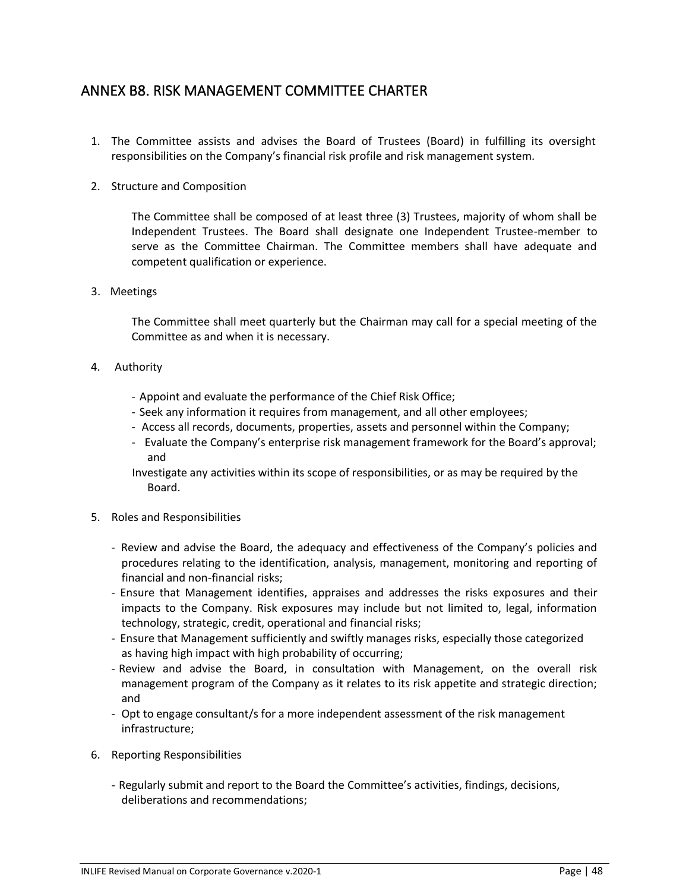## ANNEX B8. RISK MANAGEMENT COMMITTEE CHARTER

1. The Committee assists and advises the Board of Trustees (Board) in fulfilling its oversight responsibilities on the Company's financial risk profile and risk management system.

2. Structure and Composition

   The Committee shall be composed of at least three (3) Trustees, majority of whom shall be Independent Trustees. The Board shall designate one Independent Trustee-member to serve as the Committee Chairman. The Committee members shall have adequate and competent qualification or experience.

3. Meetings

   The Committee shall meet quarterly but the Chairman may call for a special meeting of the Committee as and when it is necessary.

4. Authority

   - Appoint and evaluate the performance of the Chief Risk Office;
   - Seek any information it requires from management, and all other employees;
   - Access all records, documents, properties, assets and personnel within the Company;
   - Evaluate the Company's enterprise risk management framework for the Board's approval; and

   Investigate any activities within its scope of responsibilities, or as may be required by the Board.

5. Roles and Responsibilities

   - Review and advise the Board, the adequacy and effectiveness of the Company's policies and procedures relating to the identification, analysis, management, monitoring and reporting of financial and non-financial risks;
   - Ensure that Management identifies, appraises and addresses the risks exposures and their impacts to the Company. Risk exposures may include but not limited to, legal, information technology, strategic, credit, operational and financial risks;
   - Ensure that Management sufficiently and swiftly manages risks, especially those categorized as having high impact with high probability of occurring;
   - Review and advise the Board, in consultation with Management, on the overall risk management program of the Company as it relates to its risk appetite and strategic direction; and
   - Opt to engage consultant/s for a more independent assessment of the risk management infrastructure;

6. Reporting Responsibilities

   - Regularly submit and report to the Board the Committee's activities, findings, decisions, deliberations and recommendations;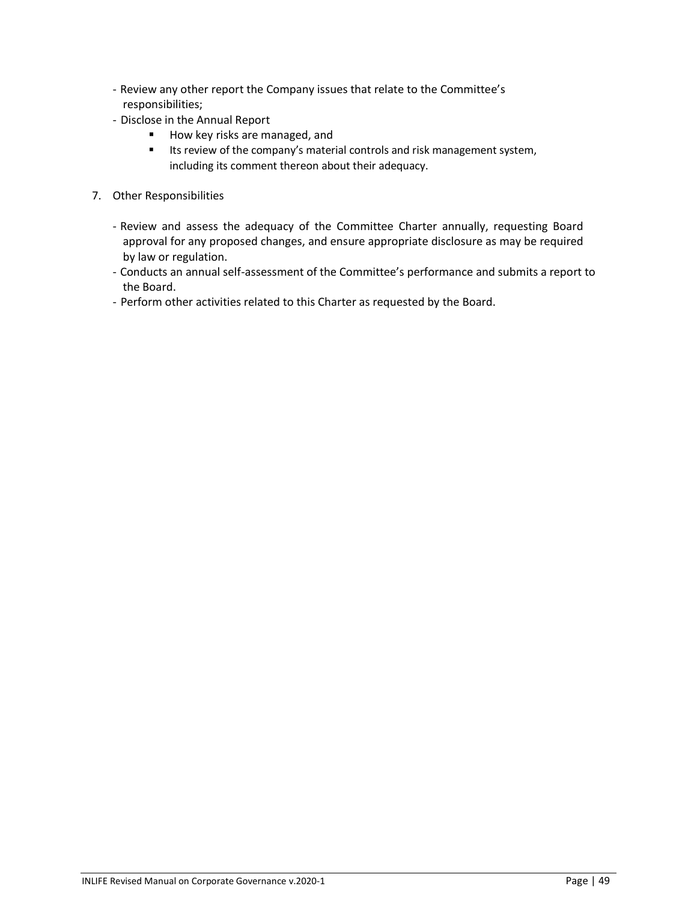- Review any other report the Company issues that relate to the Committee's responsibilities;
- Disclose in the Annual Report
    - How key risks are managed, and
    - Its review of the company's material controls and risk management system, including its comment thereon about their adequacy.

7. Other Responsibilities

    - Review and assess the adequacy of the Committee Charter annually, requesting Board approval for any proposed changes, and ensure appropriate disclosure as may be required by law or regulation.
    - Conducts an annual self-assessment of the Committee's performance and submits a report to the Board.
    - Perform other activities related to this Charter as requested by the Board.